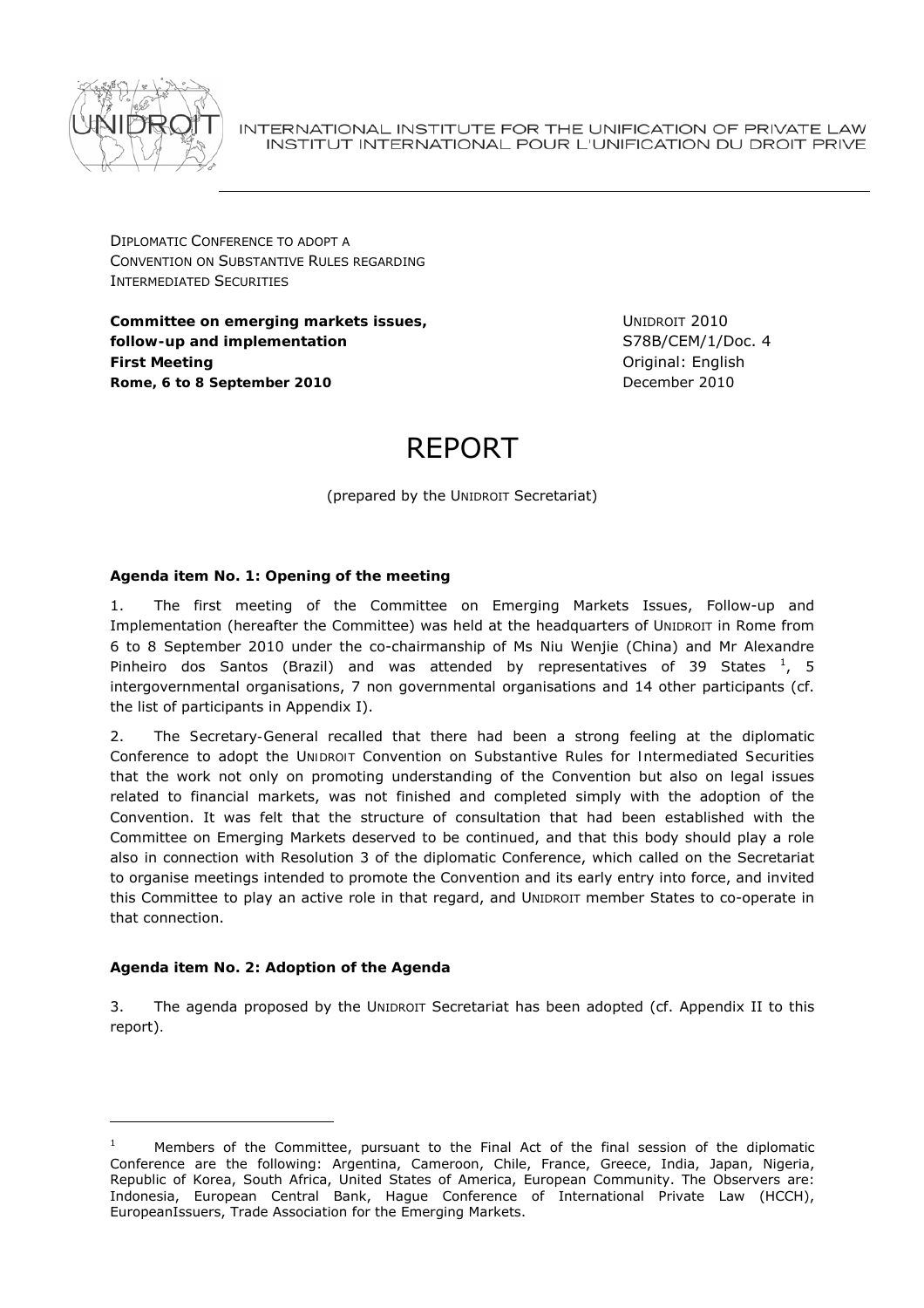INTERNATIONAL INSTITUTE FOR THE UNIFICATION OF PRIVATE LAW
INSTITUT INTERNATIONAL POUR L'UNIFICATION DU DROIT PRIVE

DIPLOMATIC CONFERENCE TO ADOPT A
CONVENTION ON SUBSTANTIVE RULES REGARDING
INTERMEDIATED SECURITIES

**Committee on emerging markets issues, follow-up and implementation**
**First Meeting**
**Rome, 6 to 8 September 2010**

UNIDROIT 2010
S78B/CEM/1/Doc. 4
Original: English
December 2010

# REPORT

(prepared by the UNIDROIT Secretariat)

### Agenda item No. 1: Opening of the meeting

1. The first meeting of the Committee on Emerging Markets Issues, Follow-up and Implementation (hereafter the Committee) was held at the headquarters of UNIDROIT in Rome from 6 to 8 September 2010 under the co-chairmanship of Ms Niu Wenjie (China) and Mr Alexandre Pinheiro dos Santos (Brazil) and was attended by representatives of 39 States [1], 5 intergovernmental organisations, 7 non governmental organisations and 14 other participants (cf. the list of participants in Appendix I).

2. The Secretary-General recalled that there had been a strong feeling at the diplomatic Conference to adopt the UNIDROIT Convention on Substantive Rules for Intermediated Securities that the work not only on promoting understanding of the Convention but also on legal issues related to financial markets, was not finished and completed simply with the adoption of the Convention. It was felt that the structure of consultation that had been established with the Committee on Emerging Markets deserved to be continued, and that this body should play a role also in connection with Resolution 3 of the diplomatic Conference, which called on the Secretariat to organise meetings intended to promote the Convention and its early entry into force, and invited this Committee to play an active role in that regard, and UNIDROIT member States to co-operate in that connection.

### Agenda item No. 2: Adoption of the Agenda

3. The agenda proposed by the UNIDROIT Secretariat has been adopted (cf. Appendix II to this report).

---

[1] Members of the Committee, pursuant to the Final Act of the final session of the diplomatic Conference are the following: Argentina, Cameroon, Chile, France, Greece, India, Japan, Nigeria, Republic of Korea, South Africa, United States of America, European Community. The Observers are: Indonesia, European Central Bank, Hague Conference of International Private Law (HCCH), EuropeanIssuers, Trade Association for the Emerging Markets.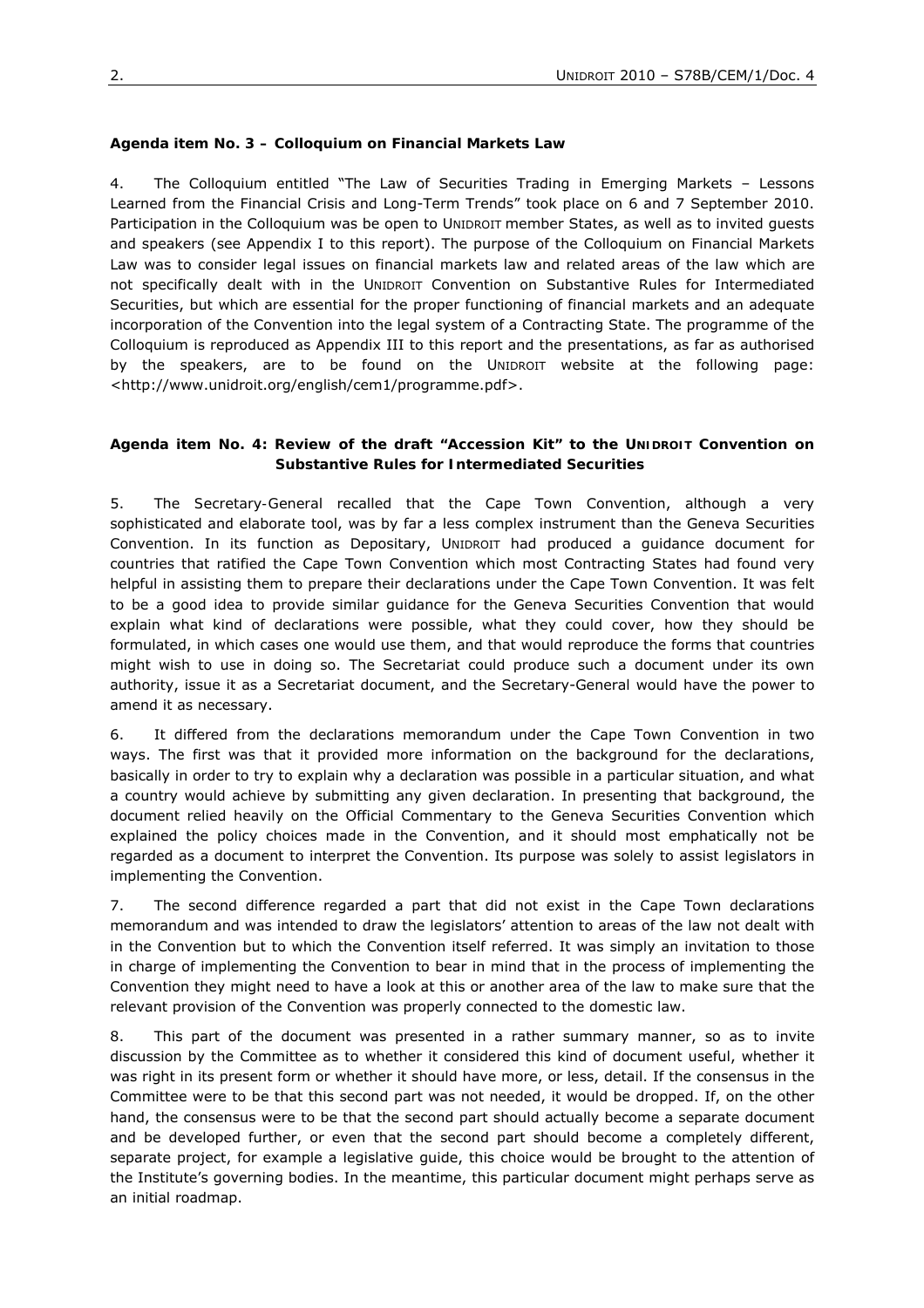**Agenda item No. 3 – Colloquium on Financial Markets Law**

4. The Colloquium entitled "The Law of Securities Trading in Emerging Markets – Lessons Learned from the Financial Crisis and Long-Term Trends" took place on 6 and 7 September 2010. Participation in the Colloquium was be open to UNIDROIT member States, as well as to invited guests and speakers (see Appendix I to this report). The purpose of the Colloquium on Financial Markets Law was to consider legal issues on financial markets law and related areas of the law which are not specifically dealt with in the UNIDROIT Convention on Substantive Rules for Intermediated Securities, but which are essential for the proper functioning of financial markets and an adequate incorporation of the Convention into the legal system of a Contracting State. The programme of the Colloquium is reproduced as Appendix III to this report and the presentations, as far as authorised by the speakers, are to be found on the UNIDROIT website at the following page: <http://www.unidroit.org/english/cem1/programme.pdf>.

**Agenda item No. 4: Review of the draft "Accession Kit" to the UNIDROIT Convention on Substantive Rules for Intermediated Securities**

5. The Secretary-General recalled that the Cape Town Convention, although a very sophisticated and elaborate tool, was by far a less complex instrument than the Geneva Securities Convention. In its function as Depositary, UNIDROIT had produced a guidance document for countries that ratified the Cape Town Convention which most Contracting States had found very helpful in assisting them to prepare their declarations under the Cape Town Convention. It was felt to be a good idea to provide similar guidance for the Geneva Securities Convention that would explain what kind of declarations were possible, what they could cover, how they should be formulated, in which cases one would use them, and that would reproduce the forms that countries might wish to use in doing so. The Secretariat could produce such a document under its own authority, issue it as a Secretariat document, and the Secretary-General would have the power to amend it as necessary.

6. It differed from the declarations memorandum under the Cape Town Convention in two ways. The first was that it provided more information on the background for the declarations, basically in order to try to explain why a declaration was possible in a particular situation, and what a country would achieve by submitting any given declaration. In presenting that background, the document relied heavily on the Official Commentary to the Geneva Securities Convention which explained the policy choices made in the Convention, and it should most emphatically not be regarded as a document to interpret the Convention. Its purpose was solely to assist legislators in implementing the Convention.

7. The second difference regarded a part that did not exist in the Cape Town declarations memorandum and was intended to draw the legislators' attention to areas of the law not dealt with in the Convention but to which the Convention itself referred. It was simply an invitation to those in charge of implementing the Convention to bear in mind that in the process of implementing the Convention they might need to have a look at this or another area of the law to make sure that the relevant provision of the Convention was properly connected to the domestic law.

8. This part of the document was presented in a rather summary manner, so as to invite discussion by the Committee as to whether it considered this kind of document useful, whether it was right in its present form or whether it should have more, or less, detail. If the consensus in the Committee were to be that this second part was not needed, it would be dropped. If, on the other hand, the consensus were to be that the second part should actually become a separate document and be developed further, or even that the second part should become a completely different, separate project, for example a legislative guide, this choice would be brought to the attention of the Institute's governing bodies. In the meantime, this particular document might perhaps serve as an initial roadmap.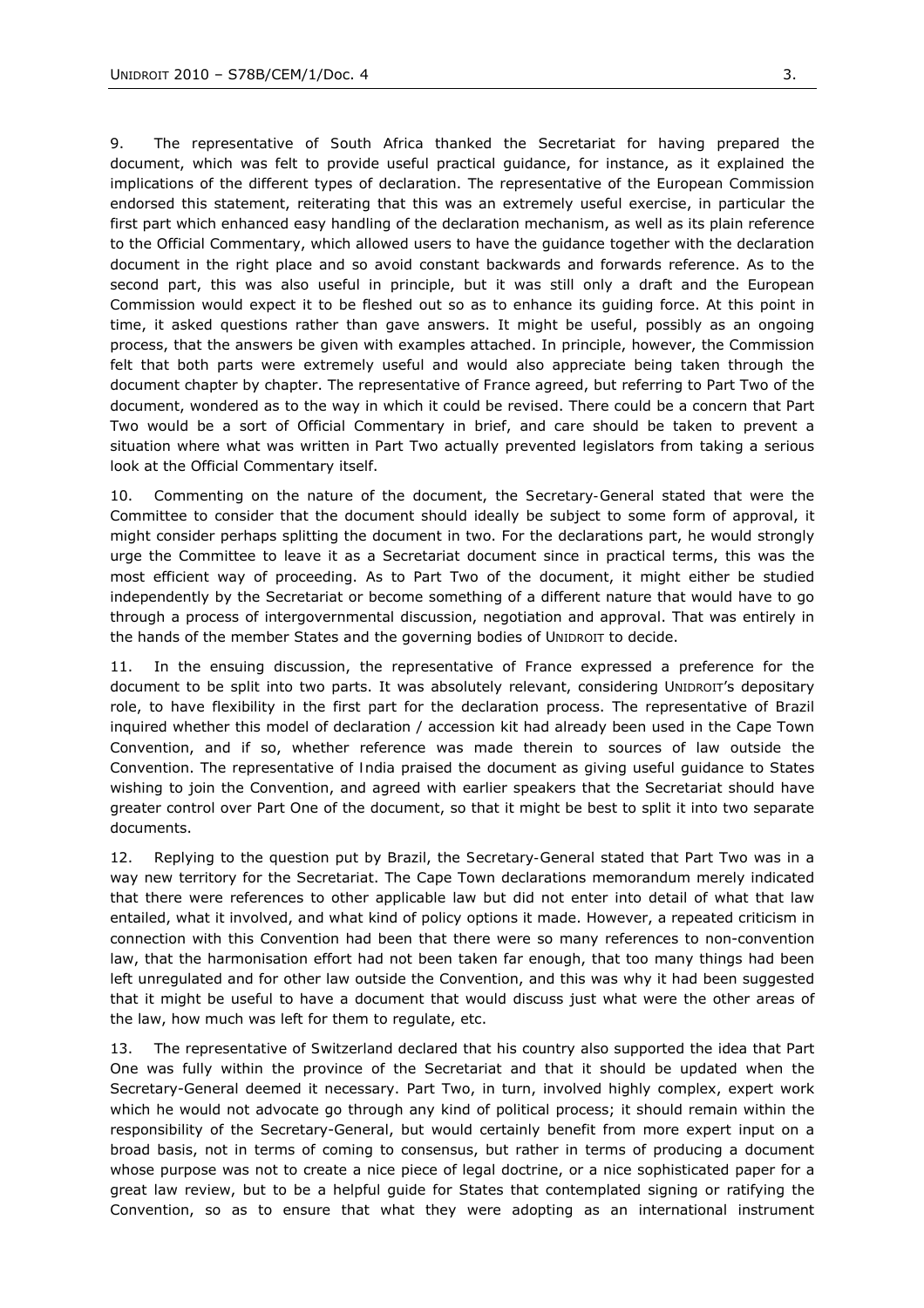9. The representative of South Africa thanked the Secretariat for having prepared the document, which was felt to provide useful practical guidance, for instance, as it explained the implications of the different types of declaration. The representative of the European Commission endorsed this statement, reiterating that this was an extremely useful exercise, in particular the first part which enhanced easy handling of the declaration mechanism, as well as its plain reference to the Official Commentary, which allowed users to have the guidance together with the declaration document in the right place and so avoid constant backwards and forwards reference. As to the second part, this was also useful in principle, but it was still only a draft and the European Commission would expect it to be fleshed out so as to enhance its guiding force. At this point in time, it asked questions rather than gave answers. It might be useful, possibly as an ongoing process, that the answers be given with examples attached. In principle, however, the Commission felt that both parts were extremely useful and would also appreciate being taken through the document chapter by chapter. The representative of France agreed, but referring to Part Two of the document, wondered as to the way in which it could be revised. There could be a concern that Part Two would be a sort of Official Commentary in brief, and care should be taken to prevent a situation where what was written in Part Two actually prevented legislators from taking a serious look at the Official Commentary itself.

10. Commenting on the nature of the document, the Secretary-General stated that were the Committee to consider that the document should ideally be subject to some form of approval, it might consider perhaps splitting the document in two. For the declarations part, he would strongly urge the Committee to leave it as a Secretariat document since in practical terms, this was the most efficient way of proceeding. As to Part Two of the document, it might either be studied independently by the Secretariat or become something of a different nature that would have to go through a process of intergovernmental discussion, negotiation and approval. That was entirely in the hands of the member States and the governing bodies of UNIDROIT to decide.

11. In the ensuing discussion, the representative of France expressed a preference for the document to be split into two parts. It was absolutely relevant, considering UNIDROIT's depositary role, to have flexibility in the first part for the declaration process. The representative of Brazil inquired whether this model of declaration / accession kit had already been used in the Cape Town Convention, and if so, whether reference was made therein to sources of law outside the Convention. The representative of India praised the document as giving useful guidance to States wishing to join the Convention, and agreed with earlier speakers that the Secretariat should have greater control over Part One of the document, so that it might be best to split it into two separate documents.

12. Replying to the question put by Brazil, the Secretary-General stated that Part Two was in a way new territory for the Secretariat. The Cape Town declarations memorandum merely indicated that there were references to other applicable law but did not enter into detail of what that law entailed, what it involved, and what kind of policy options it made. However, a repeated criticism in connection with this Convention had been that there were so many references to non-convention law, that the harmonisation effort had not been taken far enough, that too many things had been left unregulated and for other law outside the Convention, and this was why it had been suggested that it might be useful to have a document that would discuss just what were the other areas of the law, how much was left for them to regulate, etc.

13. The representative of Switzerland declared that his country also supported the idea that Part One was fully within the province of the Secretariat and that it should be updated when the Secretary-General deemed it necessary. Part Two, in turn, involved highly complex, expert work which he would not advocate go through any kind of political process; it should remain within the responsibility of the Secretary-General, but would certainly benefit from more expert input on a broad basis, not in terms of coming to consensus, but rather in terms of producing a document whose purpose was not to create a nice piece of legal doctrine, or a nice sophisticated paper for a great law review, but to be a helpful guide for States that contemplated signing or ratifying the Convention, so as to ensure that what they were adopting as an international instrument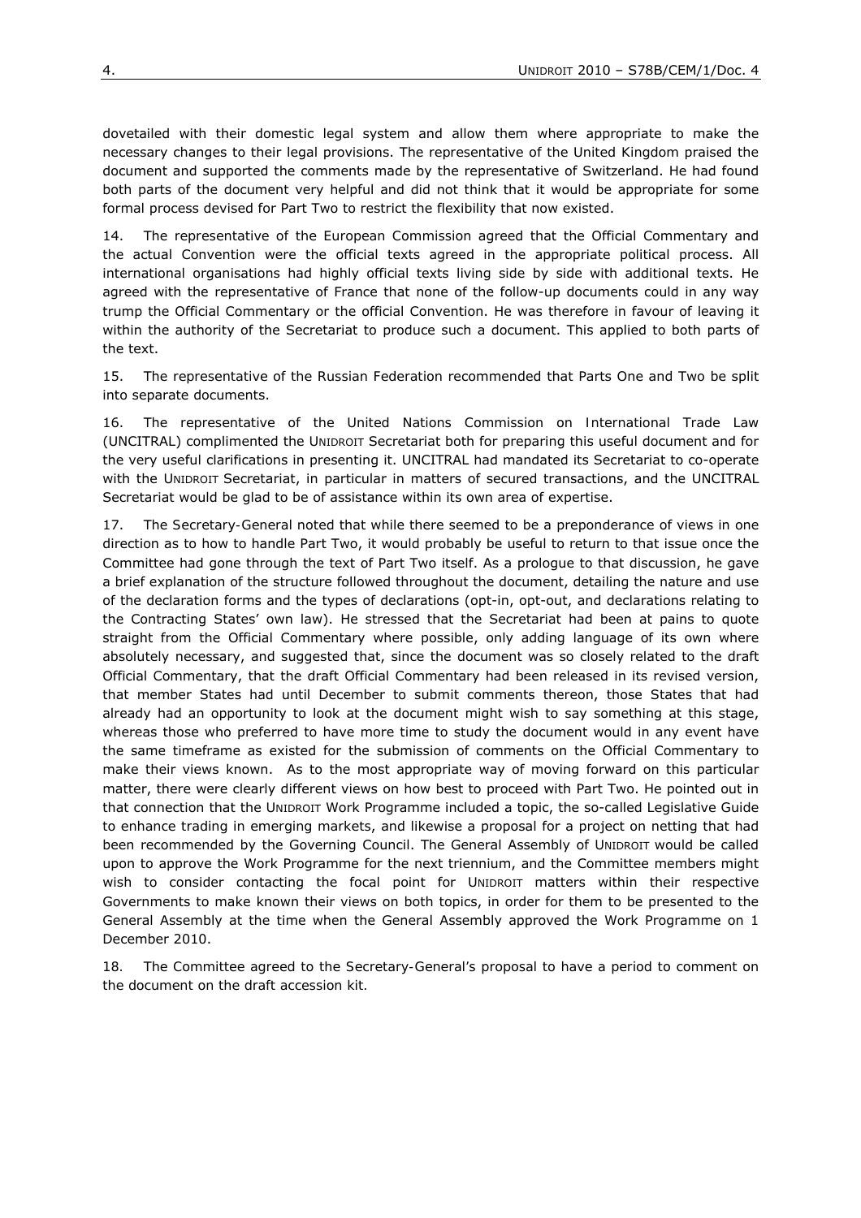dovetailed with their domestic legal system and allow them where appropriate to make the necessary changes to their legal provisions. The representative of the United Kingdom praised the document and supported the comments made by the representative of Switzerland. He had found both parts of the document very helpful and did not think that it would be appropriate for some formal process devised for Part Two to restrict the flexibility that now existed.

14. The representative of the European Commission agreed that the Official Commentary and the actual Convention were the official texts agreed in the appropriate political process. All international organisations had highly official texts living side by side with additional texts. He agreed with the representative of France that none of the follow-up documents could in any way trump the Official Commentary or the official Convention. He was therefore in favour of leaving it within the authority of the Secretariat to produce such a document. This applied to both parts of the text.

15. The representative of the Russian Federation recommended that Parts One and Two be split into separate documents.

16. The representative of the United Nations Commission on International Trade Law (UNCITRAL) complimented the UNIDROIT Secretariat both for preparing this useful document and for the very useful clarifications in presenting it. UNCITRAL had mandated its Secretariat to co-operate with the UNIDROIT Secretariat, in particular in matters of secured transactions, and the UNCITRAL Secretariat would be glad to be of assistance within its own area of expertise.

17. The Secretary-General noted that while there seemed to be a preponderance of views in one direction as to how to handle Part Two, it would probably be useful to return to that issue once the Committee had gone through the text of Part Two itself. As a prologue to that discussion, he gave a brief explanation of the structure followed throughout the document, detailing the nature and use of the declaration forms and the types of declarations (opt-in, opt-out, and declarations relating to the Contracting States' own law). He stressed that the Secretariat had been at pains to quote straight from the Official Commentary where possible, only adding language of its own where absolutely necessary, and suggested that, since the document was so closely related to the draft Official Commentary, that the draft Official Commentary had been released in its revised version, that member States had until December to submit comments thereon, those States that had already had an opportunity to look at the document might wish to say something at this stage, whereas those who preferred to have more time to study the document would in any event have the same timeframe as existed for the submission of comments on the Official Commentary to make their views known. As to the most appropriate way of moving forward on this particular matter, there were clearly different views on how best to proceed with Part Two. He pointed out in that connection that the UNIDROIT Work Programme included a topic, the so-called Legislative Guide to enhance trading in emerging markets, and likewise a proposal for a project on netting that had been recommended by the Governing Council. The General Assembly of UNIDROIT would be called upon to approve the Work Programme for the next triennium, and the Committee members might wish to consider contacting the focal point for UNIDROIT matters within their respective Governments to make known their views on both topics, in order for them to be presented to the General Assembly at the time when the General Assembly approved the Work Programme on 1 December 2010.

18. The Committee agreed to the Secretary-General's proposal to have a period to comment on the document on the draft accession kit.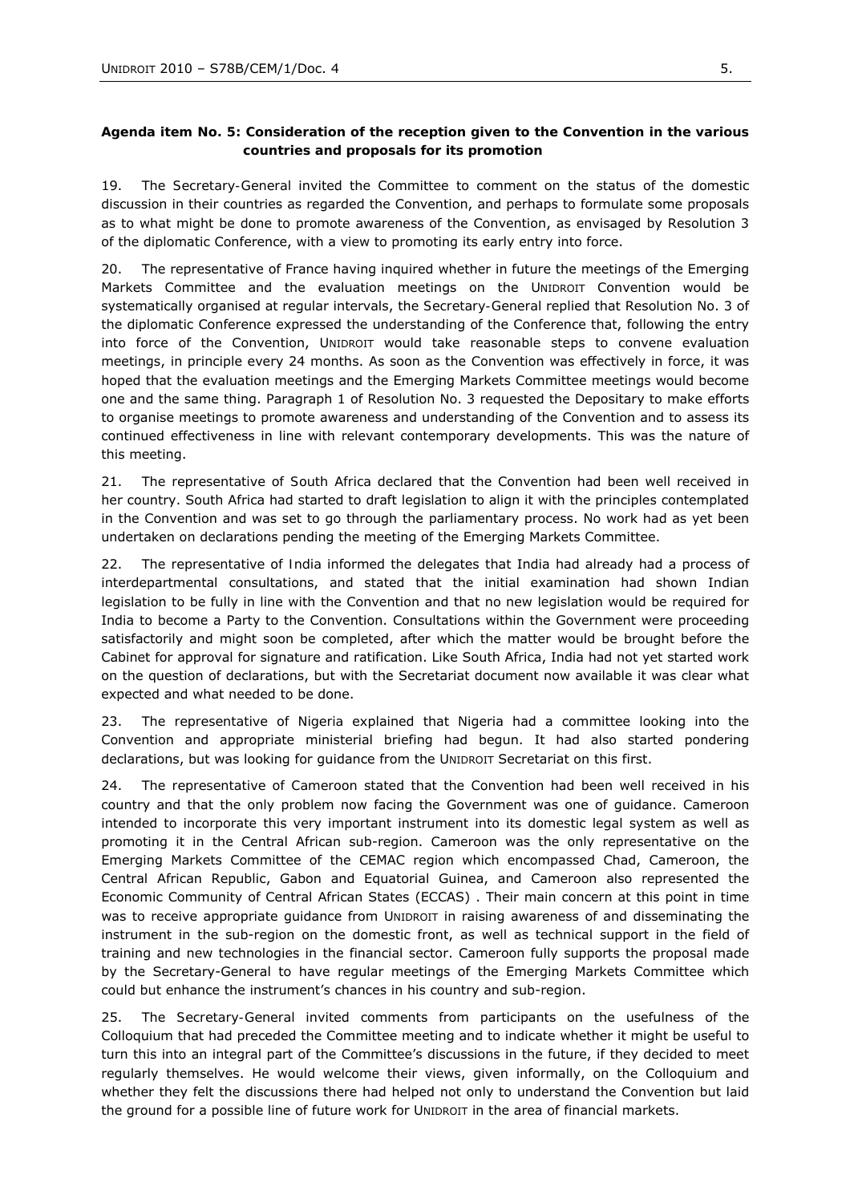**Agenda item No. 5: Consideration of the reception given to the Convention in the various countries and proposals for its promotion**

19. The Secretary-General invited the Committee to comment on the status of the domestic discussion in their countries as regarded the Convention, and perhaps to formulate some proposals as to what might be done to promote awareness of the Convention, as envisaged by Resolution 3 of the diplomatic Conference, with a view to promoting its early entry into force.

20. The representative of France having inquired whether in future the meetings of the Emerging Markets Committee and the evaluation meetings on the UNIDROIT Convention would be systematically organised at regular intervals, the Secretary-General replied that Resolution No. 3 of the diplomatic Conference expressed the understanding of the Conference that, following the entry into force of the Convention, UNIDROIT would take reasonable steps to convene evaluation meetings, in principle every 24 months. As soon as the Convention was effectively in force, it was hoped that the evaluation meetings and the Emerging Markets Committee meetings would become one and the same thing. Paragraph 1 of Resolution No. 3 requested the Depositary to make efforts to organise meetings to promote awareness and understanding of the Convention and to assess its continued effectiveness in line with relevant contemporary developments. This was the nature of this meeting.

21. The representative of South Africa declared that the Convention had been well received in her country. South Africa had started to draft legislation to align it with the principles contemplated in the Convention and was set to go through the parliamentary process. No work had as yet been undertaken on declarations pending the meeting of the Emerging Markets Committee.

22. The representative of India informed the delegates that India had already had a process of interdepartmental consultations, and stated that the initial examination had shown Indian legislation to be fully in line with the Convention and that no new legislation would be required for India to become a Party to the Convention. Consultations within the Government were proceeding satisfactorily and might soon be completed, after which the matter would be brought before the Cabinet for approval for signature and ratification. Like South Africa, India had not yet started work on the question of declarations, but with the Secretariat document now available it was clear what expected and what needed to be done.

23. The representative of Nigeria explained that Nigeria had a committee looking into the Convention and appropriate ministerial briefing had begun. It had also started pondering declarations, but was looking for guidance from the UNIDROIT Secretariat on this first.

24. The representative of Cameroon stated that the Convention had been well received in his country and that the only problem now facing the Government was one of guidance. Cameroon intended to incorporate this very important instrument into its domestic legal system as well as promoting it in the Central African sub-region. Cameroon was the only representative on the Emerging Markets Committee of the CEMAC region which encompassed Chad, Cameroon, the Central African Republic, Gabon and Equatorial Guinea, and Cameroon also represented the Economic Community of Central African States (ECCAS) . Their main concern at this point in time was to receive appropriate guidance from UNIDROIT in raising awareness of and disseminating the instrument in the sub-region on the domestic front, as well as technical support in the field of training and new technologies in the financial sector. Cameroon fully supports the proposal made by the Secretary-General to have regular meetings of the Emerging Markets Committee which could but enhance the instrument's chances in his country and sub-region.

25. The Secretary-General invited comments from participants on the usefulness of the Colloquium that had preceded the Committee meeting and to indicate whether it might be useful to turn this into an integral part of the Committee's discussions in the future, if they decided to meet regularly themselves. He would welcome their views, given informally, on the Colloquium and whether they felt the discussions there had helped not only to understand the Convention but laid the ground for a possible line of future work for UNIDROIT in the area of financial markets.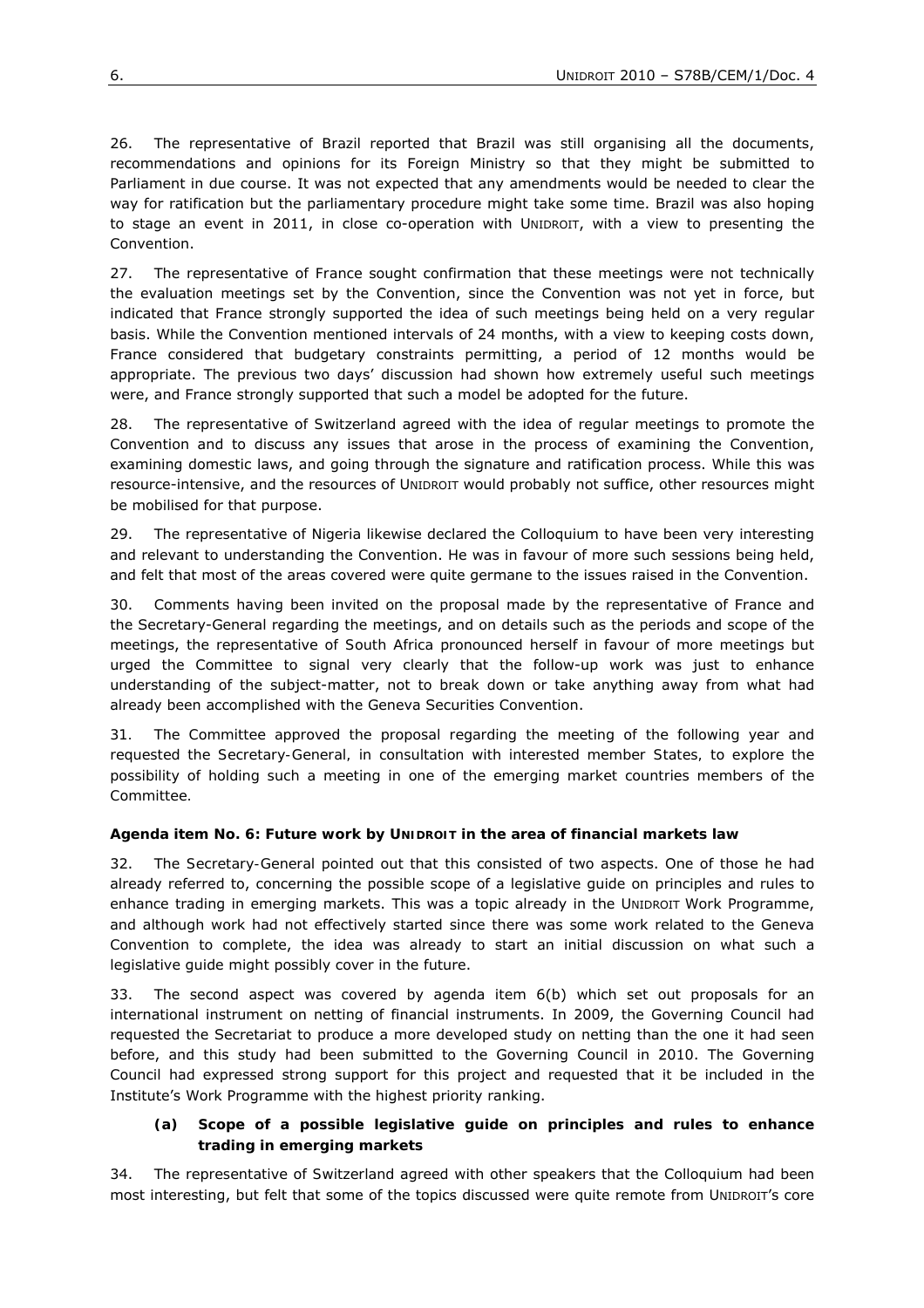26. The representative of Brazil reported that Brazil was still organising all the documents, recommendations and opinions for its Foreign Ministry so that they might be submitted to Parliament in due course. It was not expected that any amendments would be needed to clear the way for ratification but the parliamentary procedure might take some time. Brazil was also hoping to stage an event in 2011, in close co-operation with UNIDROIT, with a view to presenting the Convention.

27. The representative of France sought confirmation that these meetings were not technically the evaluation meetings set by the Convention, since the Convention was not yet in force, but indicated that France strongly supported the idea of such meetings being held on a very regular basis. While the Convention mentioned intervals of 24 months, with a view to keeping costs down, France considered that budgetary constraints permitting, a period of 12 months would be appropriate. The previous two days' discussion had shown how extremely useful such meetings were, and France strongly supported that such a model be adopted for the future.

28. The representative of Switzerland agreed with the idea of regular meetings to promote the Convention and to discuss any issues that arose in the process of examining the Convention, examining domestic laws, and going through the signature and ratification process. While this was resource-intensive, and the resources of UNIDROIT would probably not suffice, other resources might be mobilised for that purpose.

29. The representative of Nigeria likewise declared the Colloquium to have been very interesting and relevant to understanding the Convention. He was in favour of more such sessions being held, and felt that most of the areas covered were quite germane to the issues raised in the Convention.

30. Comments having been invited on the proposal made by the representative of France and the Secretary-General regarding the meetings, and on details such as the periods and scope of the meetings, the representative of South Africa pronounced herself in favour of more meetings but urged the Committee to signal very clearly that the follow-up work was just to enhance understanding of the subject-matter, not to break down or take anything away from what had already been accomplished with the Geneva Securities Convention.

31. The Committee approved the proposal regarding the meeting of the following year and requested the Secretary-General, in consultation with interested member States, to explore the possibility of holding such a meeting in one of the emerging market countries members of the Committee.

### Agenda item No. 6: Future work by UNIDROIT in the area of financial markets law

32. The Secretary-General pointed out that this consisted of two aspects. One of those he had already referred to, concerning the possible scope of a legislative guide on principles and rules to enhance trading in emerging markets. This was a topic already in the UNIDROIT Work Programme, and although work had not effectively started since there was some work related to the Geneva Convention to complete, the idea was already to start an initial discussion on what such a legislative guide might possibly cover in the future.

33. The second aspect was covered by agenda item 6(b) which set out proposals for an international instrument on netting of financial instruments. In 2009, the Governing Council had requested the Secretariat to produce a more developed study on netting than the one it had seen before, and this study had been submitted to the Governing Council in 2010. The Governing Council had expressed strong support for this project and requested that it be included in the Institute's Work Programme with the highest priority ranking.

#### (a) Scope of a possible legislative guide on principles and rules to enhance trading in emerging markets

34. The representative of Switzerland agreed with other speakers that the Colloquium had been most interesting, but felt that some of the topics discussed were quite remote from UNIDROIT's core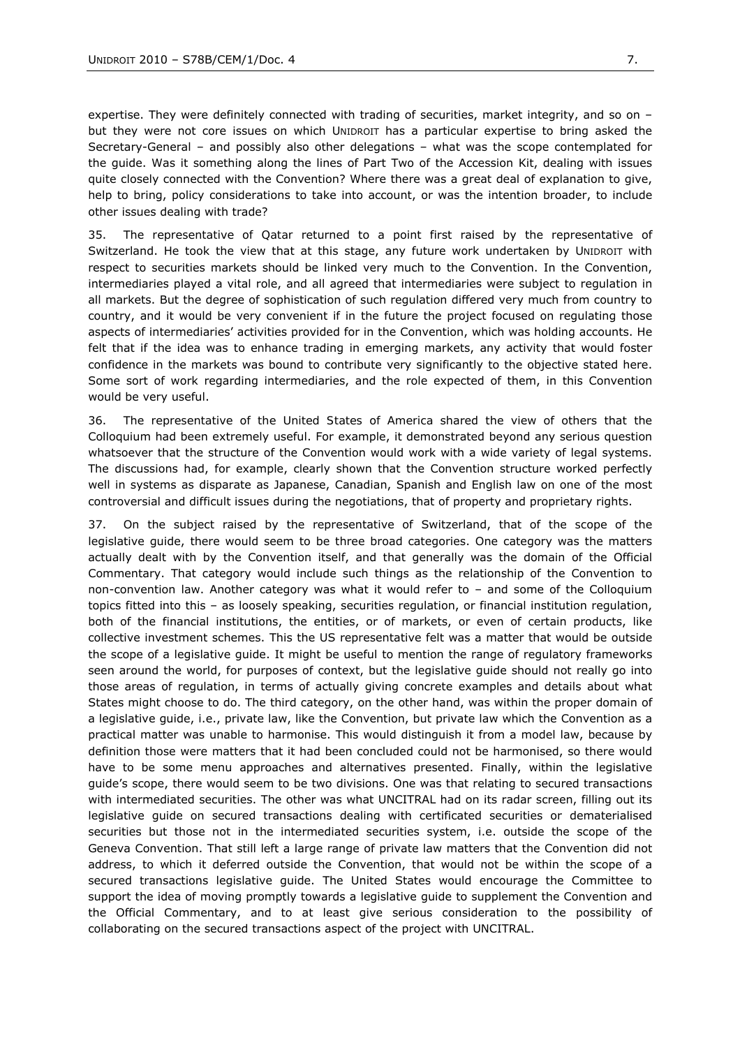expertise. They were definitely connected with trading of securities, market integrity, and so on – but they were not core issues on which UNIDROIT has a particular expertise to bring asked the Secretary-General – and possibly also other delegations – what was the scope contemplated for the guide. Was it something along the lines of Part Two of the Accession Kit, dealing with issues quite closely connected with the Convention? Where there was a great deal of explanation to give, help to bring, policy considerations to take into account, or was the intention broader, to include other issues dealing with trade?

35. The representative of Qatar returned to a point first raised by the representative of Switzerland. He took the view that at this stage, any future work undertaken by UNIDROIT with respect to securities markets should be linked very much to the Convention. In the Convention, intermediaries played a vital role, and all agreed that intermediaries were subject to regulation in all markets. But the degree of sophistication of such regulation differed very much from country to country, and it would be very convenient if in the future the project focused on regulating those aspects of intermediaries' activities provided for in the Convention, which was holding accounts. He felt that if the idea was to enhance trading in emerging markets, any activity that would foster confidence in the markets was bound to contribute very significantly to the objective stated here. Some sort of work regarding intermediaries, and the role expected of them, in this Convention would be very useful.

36. The representative of the United States of America shared the view of others that the Colloquium had been extremely useful. For example, it demonstrated beyond any serious question whatsoever that the structure of the Convention would work with a wide variety of legal systems. The discussions had, for example, clearly shown that the Convention structure worked perfectly well in systems as disparate as Japanese, Canadian, Spanish and English law on one of the most controversial and difficult issues during the negotiations, that of property and proprietary rights.

37. On the subject raised by the representative of Switzerland, that of the scope of the legislative guide, there would seem to be three broad categories. One category was the matters actually dealt with by the Convention itself, and that generally was the domain of the Official Commentary. That category would include such things as the relationship of the Convention to non-convention law. Another category was what it would refer to – and some of the Colloquium topics fitted into this – as loosely speaking, securities regulation, or financial institution regulation, both of the financial institutions, the entities, or of markets, or even of certain products, like collective investment schemes. This the US representative felt was a matter that would be outside the scope of a legislative guide. It might be useful to mention the range of regulatory frameworks seen around the world, for purposes of context, but the legislative guide should not really go into those areas of regulation, in terms of actually giving concrete examples and details about what States might choose to do. The third category, on the other hand, was within the proper domain of a legislative guide, i.e., private law, like the Convention, but private law which the Convention as a practical matter was unable to harmonise. This would distinguish it from a model law, because by definition those were matters that it had been concluded could not be harmonised, so there would have to be some menu approaches and alternatives presented. Finally, within the legislative guide's scope, there would seem to be two divisions. One was that relating to secured transactions with intermediated securities. The other was what UNCITRAL had on its radar screen, filling out its legislative guide on secured transactions dealing with certificated securities or dematerialised securities but those not in the intermediated securities system, i.e. outside the scope of the Geneva Convention. That still left a large range of private law matters that the Convention did not address, to which it deferred outside the Convention, that would not be within the scope of a secured transactions legislative guide. The United States would encourage the Committee to support the idea of moving promptly towards a legislative guide to supplement the Convention and the Official Commentary, and to at least give serious consideration to the possibility of collaborating on the secured transactions aspect of the project with UNCITRAL.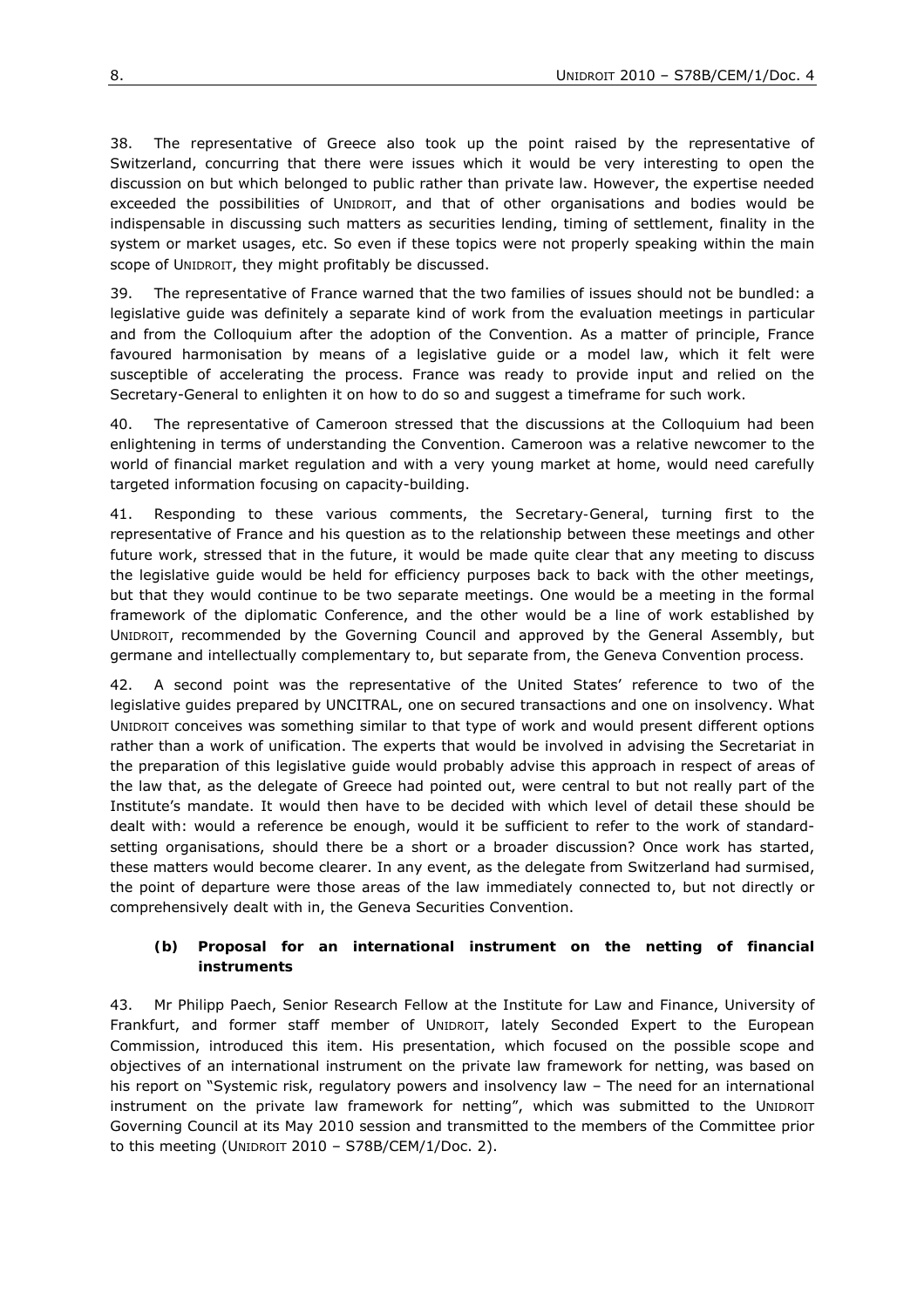38. The representative of Greece also took up the point raised by the representative of Switzerland, concurring that there were issues which it would be very interesting to open the discussion on but which belonged to public rather than private law. However, the expertise needed exceeded the possibilities of UNIDROIT, and that of other organisations and bodies would be indispensable in discussing such matters as securities lending, timing of settlement, finality in the system or market usages, etc. So even if these topics were not properly speaking within the main scope of UNIDROIT, they might profitably be discussed.

39. The representative of France warned that the two families of issues should not be bundled: a legislative guide was definitely a separate kind of work from the evaluation meetings in particular and from the Colloquium after the adoption of the Convention. As a matter of principle, France favoured harmonisation by means of a legislative guide or a model law, which it felt were susceptible of accelerating the process. France was ready to provide input and relied on the Secretary-General to enlighten it on how to do so and suggest a timeframe for such work.

40. The representative of Cameroon stressed that the discussions at the Colloquium had been enlightening in terms of understanding the Convention. Cameroon was a relative newcomer to the world of financial market regulation and with a very young market at home, would need carefully targeted information focusing on capacity-building.

41. Responding to these various comments, the Secretary-General, turning first to the representative of France and his question as to the relationship between these meetings and other future work, stressed that in the future, it would be made quite clear that any meeting to discuss the legislative guide would be held for efficiency purposes back to back with the other meetings, but that they would continue to be two separate meetings. One would be a meeting in the formal framework of the diplomatic Conference, and the other would be a line of work established by UNIDROIT, recommended by the Governing Council and approved by the General Assembly, but germane and intellectually complementary to, but separate from, the Geneva Convention process.

42. A second point was the representative of the United States' reference to two of the legislative guides prepared by UNCITRAL, one on secured transactions and one on insolvency. What UNIDROIT conceives was something similar to that type of work and would present different options rather than a work of unification. The experts that would be involved in advising the Secretariat in the preparation of this legislative guide would probably advise this approach in respect of areas of the law that, as the delegate of Greece had pointed out, were central to but not really part of the Institute's mandate. It would then have to be decided with which level of detail these should be dealt with: would a reference be enough, would it be sufficient to refer to the work of standard-setting organisations, should there be a short or a broader discussion? Once work has started, these matters would become clearer. In any event, as the delegate from Switzerland had surmised, the point of departure were those areas of the law immediately connected to, but not directly or comprehensively dealt with in, the Geneva Securities Convention.

### (b) Proposal for an international instrument on the netting of financial instruments

43. Mr Philipp Paech, Senior Research Fellow at the Institute for Law and Finance, University of Frankfurt, and former staff member of UNIDROIT, lately Seconded Expert to the European Commission, introduced this item. His presentation, which focused on the possible scope and objectives of an international instrument on the private law framework for netting, was based on his report on "Systemic risk, regulatory powers and insolvency law – The need for an international instrument on the private law framework for netting", which was submitted to the UNIDROIT Governing Council at its May 2010 session and transmitted to the members of the Committee prior to this meeting (UNIDROIT 2010 – S78B/CEM/1/Doc. 2).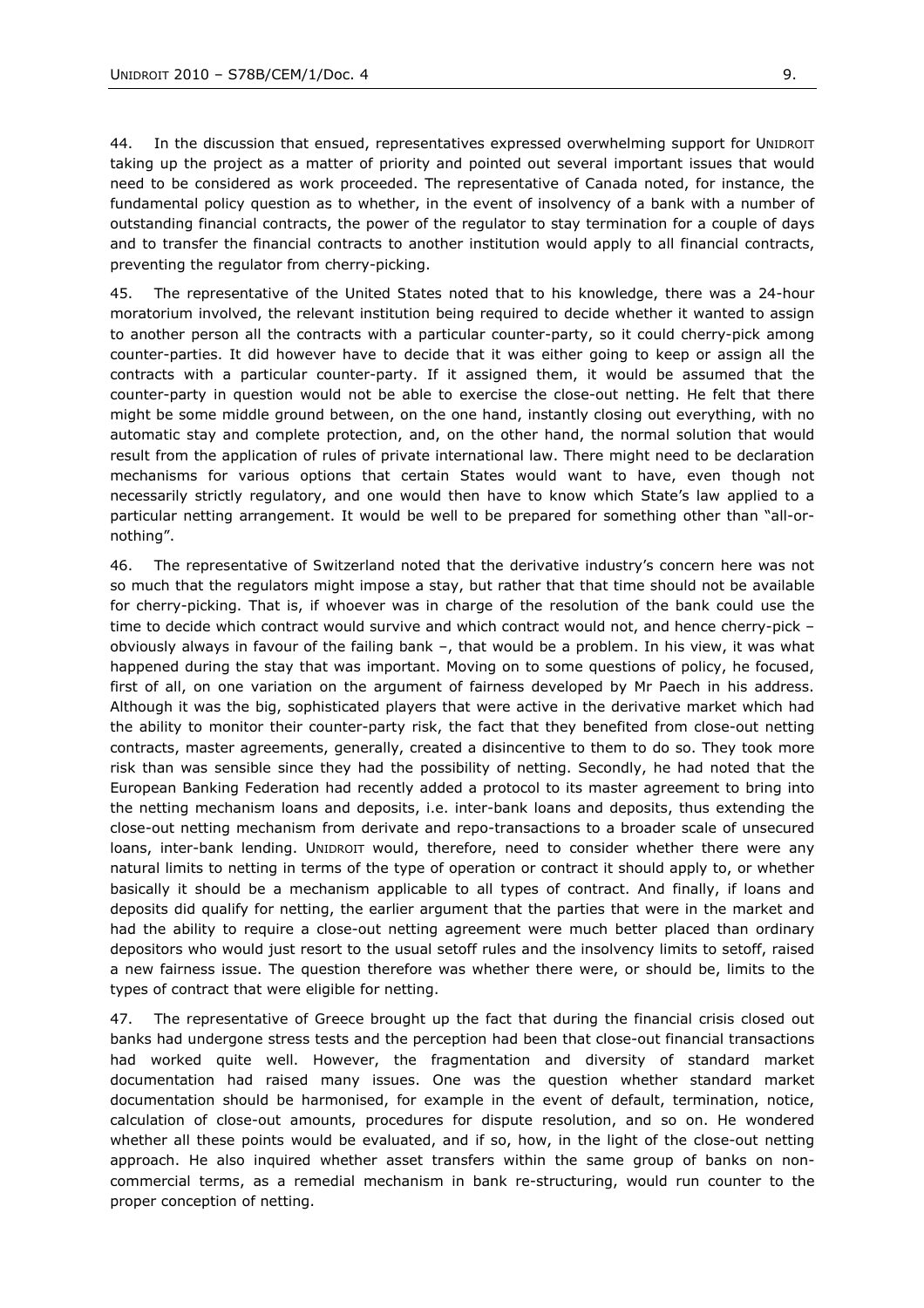44. In the discussion that ensued, representatives expressed overwhelming support for UNIDROIT taking up the project as a matter of priority and pointed out several important issues that would need to be considered as work proceeded. The representative of Canada noted, for instance, the fundamental policy question as to whether, in the event of insolvency of a bank with a number of outstanding financial contracts, the power of the regulator to stay termination for a couple of days and to transfer the financial contracts to another institution would apply to all financial contracts, preventing the regulator from cherry-picking.

45. The representative of the United States noted that to his knowledge, there was a 24-hour moratorium involved, the relevant institution being required to decide whether it wanted to assign to another person all the contracts with a particular counter-party, so it could cherry-pick among counter-parties. It did however have to decide that it was either going to keep or assign all the contracts with a particular counter-party. If it assigned them, it would be assumed that the counter-party in question would not be able to exercise the close-out netting. He felt that there might be some middle ground between, on the one hand, instantly closing out everything, with no automatic stay and complete protection, and, on the other hand, the normal solution that would result from the application of rules of private international law. There might need to be declaration mechanisms for various options that certain States would want to have, even though not necessarily strictly regulatory, and one would then have to know which State's law applied to a particular netting arrangement. It would be well to be prepared for something other than "all-or-nothing".

46. The representative of Switzerland noted that the derivative industry's concern here was not so much that the regulators might impose a stay, but rather that that time should not be available for cherry-picking. That is, if whoever was in charge of the resolution of the bank could use the time to decide which contract would survive and which contract would not, and hence cherry-pick – obviously always in favour of the failing bank –, that would be a problem. In his view, it was what happened during the stay that was important. Moving on to some questions of policy, he focused, first of all, on one variation on the argument of fairness developed by Mr Paech in his address. Although it was the big, sophisticated players that were active in the derivative market which had the ability to monitor their counter-party risk, the fact that they benefited from close-out netting contracts, master agreements, generally, created a disincentive to them to do so. They took more risk than was sensible since they had the possibility of netting. Secondly, he had noted that the European Banking Federation had recently added a protocol to its master agreement to bring into the netting mechanism loans and deposits, i.e. inter-bank loans and deposits, thus extending the close-out netting mechanism from derivate and repo-transactions to a broader scale of unsecured loans, inter-bank lending. UNIDROIT would, therefore, need to consider whether there were any natural limits to netting in terms of the type of operation or contract it should apply to, or whether basically it should be a mechanism applicable to all types of contract. And finally, if loans and deposits did qualify for netting, the earlier argument that the parties that were in the market and had the ability to require a close-out netting agreement were much better placed than ordinary depositors who would just resort to the usual setoff rules and the insolvency limits to setoff, raised a new fairness issue. The question therefore was whether there were, or should be, limits to the types of contract that were eligible for netting.

47. The representative of Greece brought up the fact that during the financial crisis closed out banks had undergone stress tests and the perception had been that close-out financial transactions had worked quite well. However, the fragmentation and diversity of standard market documentation had raised many issues. One was the question whether standard market documentation should be harmonised, for example in the event of default, termination, notice, calculation of close-out amounts, procedures for dispute resolution, and so on. He wondered whether all these points would be evaluated, and if so, how, in the light of the close-out netting approach. He also inquired whether asset transfers within the same group of banks on non-commercial terms, as a remedial mechanism in bank re-structuring, would run counter to the proper conception of netting.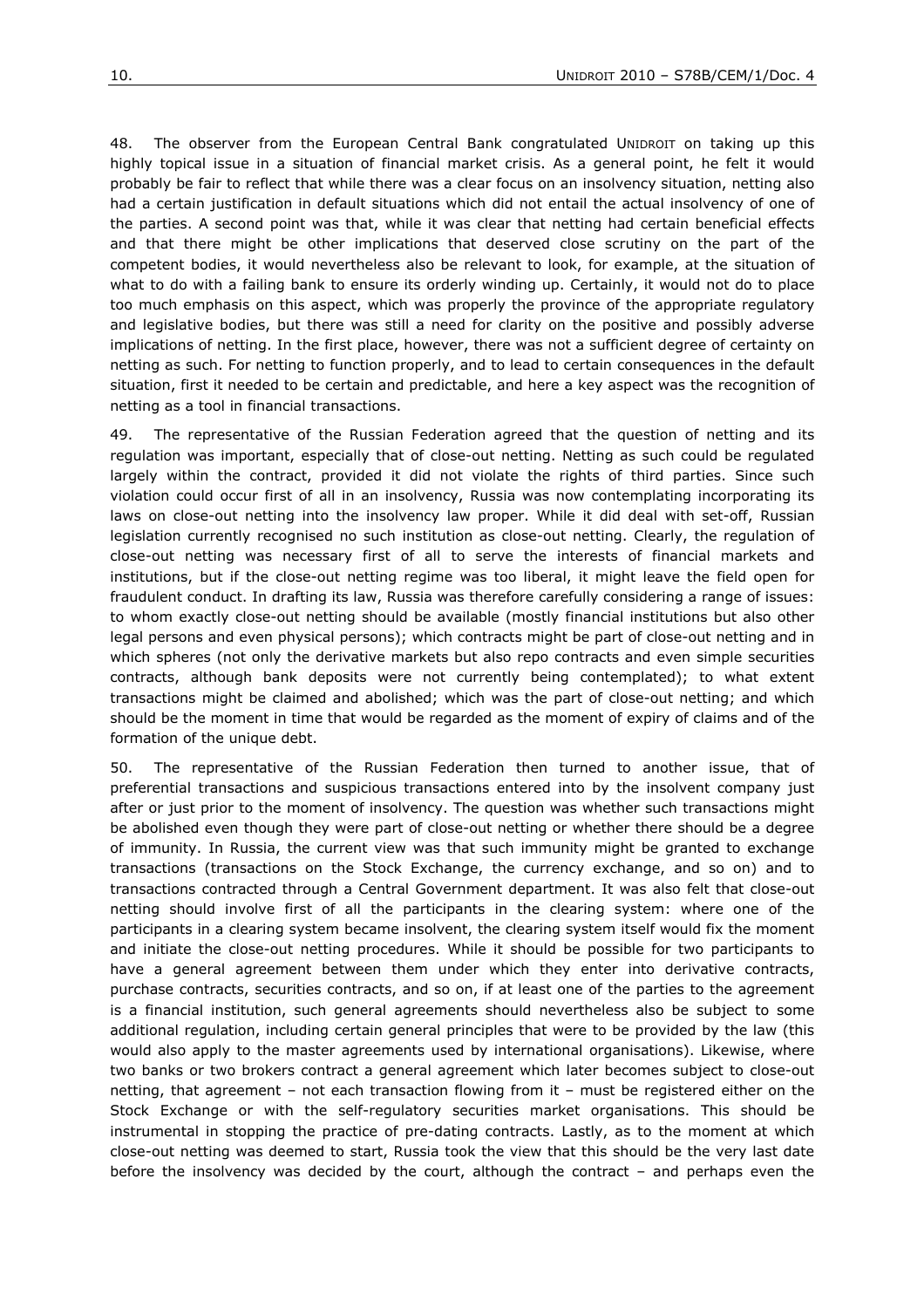48. The observer from the European Central Bank congratulated UNIDROIT on taking up this highly topical issue in a situation of financial market crisis. As a general point, he felt it would probably be fair to reflect that while there was a clear focus on an insolvency situation, netting also had a certain justification in default situations which did not entail the actual insolvency of one of the parties. A second point was that, while it was clear that netting had certain beneficial effects and that there might be other implications that deserved close scrutiny on the part of the competent bodies, it would nevertheless also be relevant to look, for example, at the situation of what to do with a failing bank to ensure its orderly winding up. Certainly, it would not do to place too much emphasis on this aspect, which was properly the province of the appropriate regulatory and legislative bodies, but there was still a need for clarity on the positive and possibly adverse implications of netting. In the first place, however, there was not a sufficient degree of certainty on netting as such. For netting to function properly, and to lead to certain consequences in the default situation, first it needed to be certain and predictable, and here a key aspect was the recognition of netting as a tool in financial transactions.

49. The representative of the Russian Federation agreed that the question of netting and its regulation was important, especially that of close-out netting. Netting as such could be regulated largely within the contract, provided it did not violate the rights of third parties. Since such violation could occur first of all in an insolvency, Russia was now contemplating incorporating its laws on close-out netting into the insolvency law proper. While it did deal with set-off, Russian legislation currently recognised no such institution as close-out netting. Clearly, the regulation of close-out netting was necessary first of all to serve the interests of financial markets and institutions, but if the close-out netting regime was too liberal, it might leave the field open for fraudulent conduct. In drafting its law, Russia was therefore carefully considering a range of issues: to whom exactly close-out netting should be available (mostly financial institutions but also other legal persons and even physical persons); which contracts might be part of close-out netting and in which spheres (not only the derivative markets but also repo contracts and even simple securities contracts, although bank deposits were not currently being contemplated); to what extent transactions might be claimed and abolished; which was the part of close-out netting; and which should be the moment in time that would be regarded as the moment of expiry of claims and of the formation of the unique debt.

50. The representative of the Russian Federation then turned to another issue, that of preferential transactions and suspicious transactions entered into by the insolvent company just after or just prior to the moment of insolvency. The question was whether such transactions might be abolished even though they were part of close-out netting or whether there should be a degree of immunity. In Russia, the current view was that such immunity might be granted to exchange transactions (transactions on the Stock Exchange, the currency exchange, and so on) and to transactions contracted through a Central Government department. It was also felt that close-out netting should involve first of all the participants in the clearing system: where one of the participants in a clearing system became insolvent, the clearing system itself would fix the moment and initiate the close-out netting procedures. While it should be possible for two participants to have a general agreement between them under which they enter into derivative contracts, purchase contracts, securities contracts, and so on, if at least one of the parties to the agreement is a financial institution, such general agreements should nevertheless also be subject to some additional regulation, including certain general principles that were to be provided by the law (this would also apply to the master agreements used by international organisations). Likewise, where two banks or two brokers contract a general agreement which later becomes subject to close-out netting, that agreement – not each transaction flowing from it – must be registered either on the Stock Exchange or with the self-regulatory securities market organisations. This should be instrumental in stopping the practice of pre-dating contracts. Lastly, as to the moment at which close-out netting was deemed to start, Russia took the view that this should be the very last date before the insolvency was decided by the court, although the contract – and perhaps even the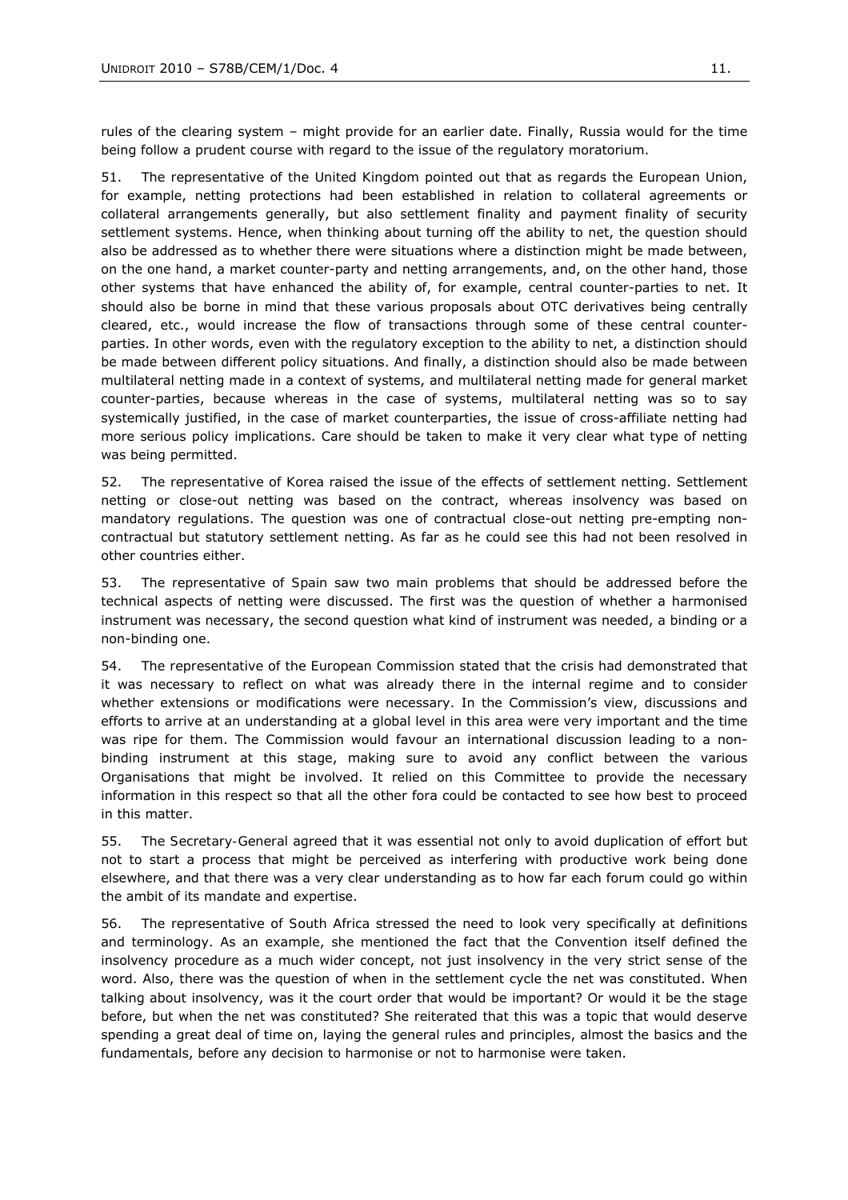rules of the clearing system – might provide for an earlier date. Finally, Russia would for the time being follow a prudent course with regard to the issue of the regulatory moratorium.

51. The representative of the United Kingdom pointed out that as regards the European Union, for example, netting protections had been established in relation to collateral agreements or collateral arrangements generally, but also settlement finality and payment finality of security settlement systems. Hence, when thinking about turning off the ability to net, the question should also be addressed as to whether there were situations where a distinction might be made between, on the one hand, a market counter-party and netting arrangements, and, on the other hand, those other systems that have enhanced the ability of, for example, central counter-parties to net. It should also be borne in mind that these various proposals about OTC derivatives being centrally cleared, etc., would increase the flow of transactions through some of these central counter-parties. In other words, even with the regulatory exception to the ability to net, a distinction should be made between different policy situations. And finally, a distinction should also be made between multilateral netting made in a context of systems, and multilateral netting made for general market counter-parties, because whereas in the case of systems, multilateral netting was so to say systemically justified, in the case of market counterparties, the issue of cross-affiliate netting had more serious policy implications. Care should be taken to make it very clear what type of netting was being permitted.

52. The representative of Korea raised the issue of the effects of settlement netting. Settlement netting or close-out netting was based on the contract, whereas insolvency was based on mandatory regulations. The question was one of contractual close-out netting pre-empting non-contractual but statutory settlement netting. As far as he could see this had not been resolved in other countries either.

53. The representative of Spain saw two main problems that should be addressed before the technical aspects of netting were discussed. The first was the question of whether a harmonised instrument was necessary, the second question what kind of instrument was needed, a binding or a non-binding one.

54. The representative of the European Commission stated that the crisis had demonstrated that it was necessary to reflect on what was already there in the internal regime and to consider whether extensions or modifications were necessary. In the Commission's view, discussions and efforts to arrive at an understanding at a global level in this area were very important and the time was ripe for them. The Commission would favour an international discussion leading to a non-binding instrument at this stage, making sure to avoid any conflict between the various Organisations that might be involved. It relied on this Committee to provide the necessary information in this respect so that all the other fora could be contacted to see how best to proceed in this matter.

55. The Secretary-General agreed that it was essential not only to avoid duplication of effort but not to start a process that might be perceived as interfering with productive work being done elsewhere, and that there was a very clear understanding as to how far each forum could go within the ambit of its mandate and expertise.

56. The representative of South Africa stressed the need to look very specifically at definitions and terminology. As an example, she mentioned the fact that the Convention itself defined the insolvency procedure as a much wider concept, not just insolvency in the very strict sense of the word. Also, there was the question of when in the settlement cycle the net was constituted. When talking about insolvency, was it the court order that would be important? Or would it be the stage before, but when the net was constituted? She reiterated that this was a topic that would deserve spending a great deal of time on, laying the general rules and principles, almost the basics and the fundamentals, before any decision to harmonise or not to harmonise were taken.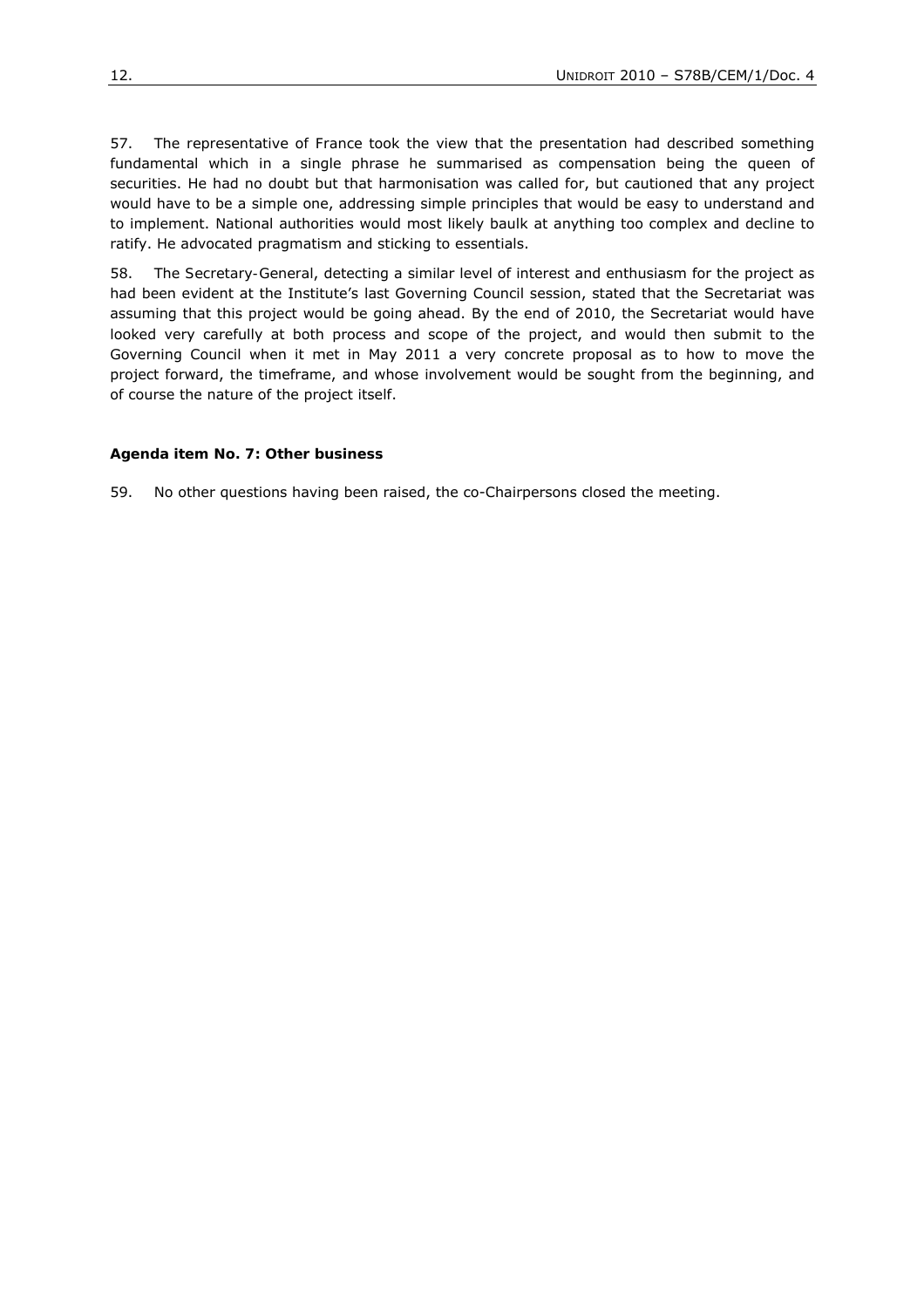57. The representative of France took the view that the presentation had described something fundamental which in a single phrase he summarised as compensation being the queen of securities. He had no doubt but that harmonisation was called for, but cautioned that any project would have to be a simple one, addressing simple principles that would be easy to understand and to implement. National authorities would most likely baulk at anything too complex and decline to ratify. He advocated pragmatism and sticking to essentials.

58. The Secretary-General, detecting a similar level of interest and enthusiasm for the project as had been evident at the Institute's last Governing Council session, stated that the Secretariat was assuming that this project would be going ahead. By the end of 2010, the Secretariat would have looked very carefully at both process and scope of the project, and would then submit to the Governing Council when it met in May 2011 a very concrete proposal as to how to move the project forward, the timeframe, and whose involvement would be sought from the beginning, and of course the nature of the project itself.

**Agenda item No. 7: Other business**

59. No other questions having been raised, the co-Chairpersons closed the meeting.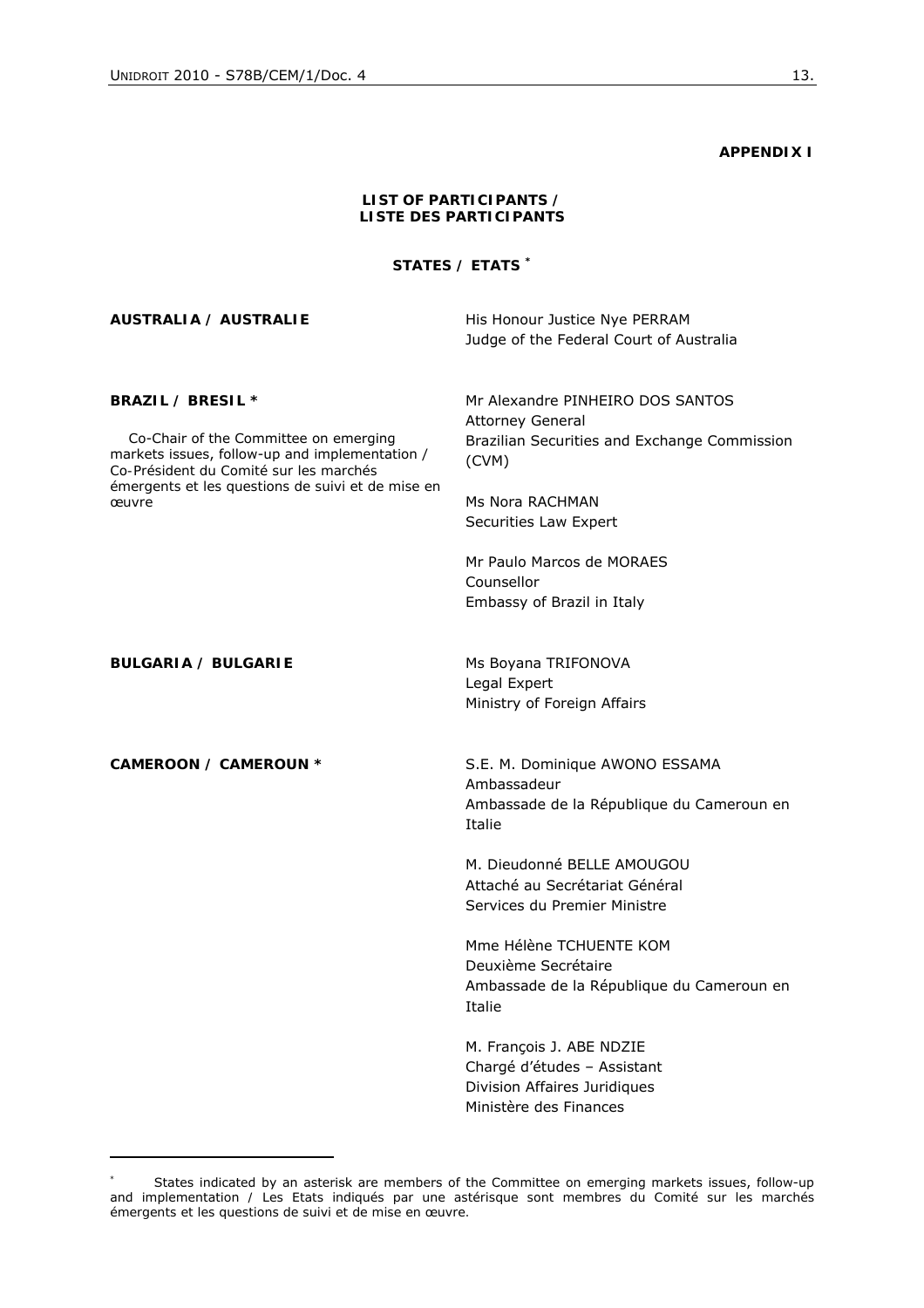**APPENDIX I**

**LIST OF PARTICIPANTS /
LISTE DES PARTICIPANTS**

**STATES / ETATS** [*]

**AUSTRALIA / AUSTRALIE**

His Honour Justice Nye PERRAM
Judge of the Federal Court of Australia

**BRAZIL / BRESIL** *

Co-Chair of the Committee on emerging markets issues, follow-up and implementation / Co-Président du Comité sur les marchés émergents et les questions de suivi et de mise en œuvre

Mr Alexandre PINHEIRO DOS SANTOS
Attorney General
Brazilian Securities and Exchange Commission (CVM)

Ms Nora RACHMAN
Securities Law Expert

Mr Paulo Marcos de MORAES
Counsellor
Embassy of Brazil in Italy

**BULGARIA / BULGARIE**

Ms Boyana TRIFONOVA
Legal Expert
Ministry of Foreign Affairs

**CAMEROON / CAMEROUN** *

S.E. M. Dominique AWONO ESSAMA
Ambassadeur
Ambassade de la République du Cameroun en Italie

M. Dieudonné BELLE AMOUGOU
Attaché au Secrétariat Général
Services du Premier Ministre

Mme Hélène TCHUENTE KOM
Deuxième Secrétaire
Ambassade de la République du Cameroun en Italie

M. François J. ABE NDZIE
Chargé d'études – Assistant
Division Affaires Juridiques
Ministère des Finances

---

[*] States indicated by an asterisk are members of the Committee on emerging markets issues, follow-up and implementation / Les Etats indiqués par une astérisque sont membres du Comité sur les marchés émergents et les questions de suivi et de mise en œuvre.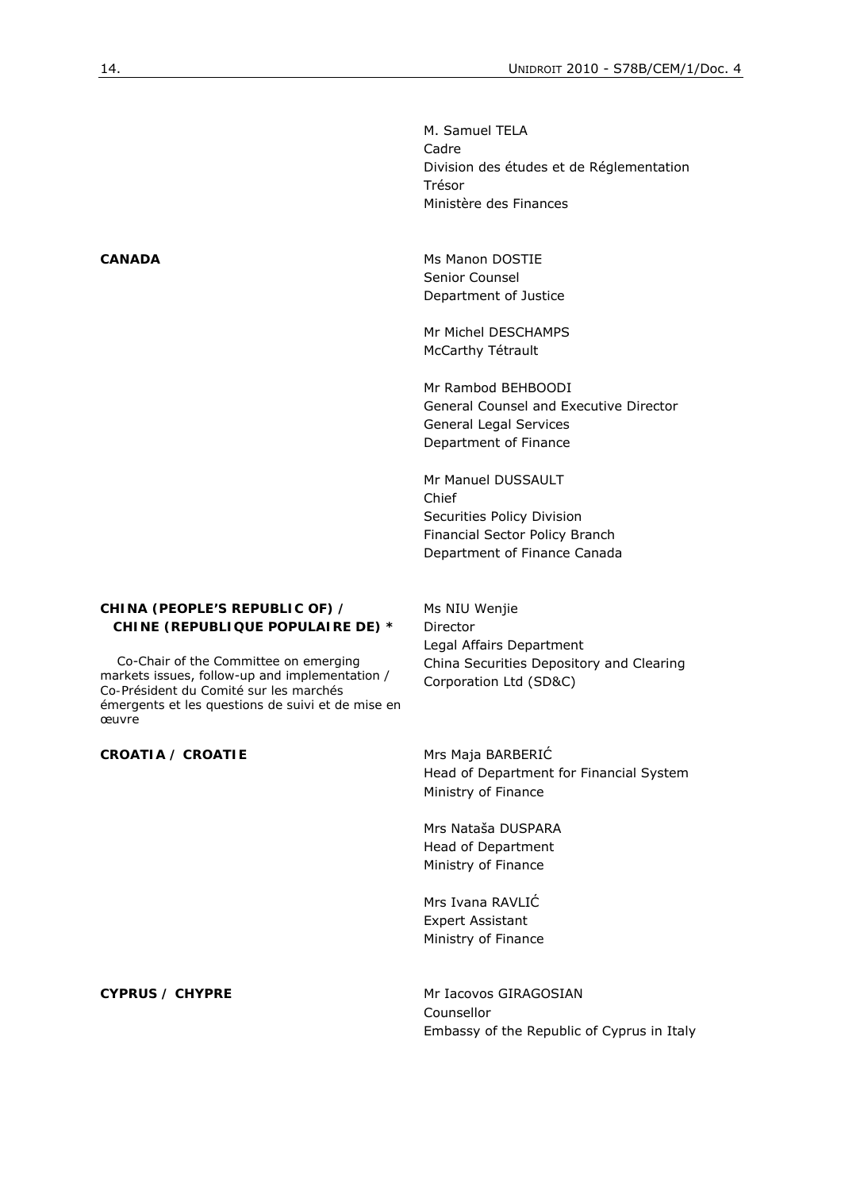M. Samuel TELA
Cadre
Division des études et de Réglementation
Trésor
Ministère des Finances

**CANADA**

Ms Manon DOSTIE
Senior Counsel
Department of Justice

Mr Michel DESCHAMPS
McCarthy Tétrault

Mr Rambod BEHBOODI
General Counsel and Executive Director
General Legal Services
Department of Finance

Mr Manuel DUSSAULT
Chief
Securities Policy Division
Financial Sector Policy Branch
Department of Finance Canada

**CHINA (PEOPLE'S REPUBLIC OF) / CHINE (REPUBLIQUE POPULAIRE DE) ***

Co-Chair of the Committee on emerging markets issues, follow-up and implementation / Co-Président du Comité sur les marchés émergents et les questions de suivi et de mise en œuvre

Ms NIU Wenjie
Director
Legal Affairs Department
China Securities Depository and Clearing Corporation Ltd (SD&C)

**CROATIA / CROATIE**

Mrs Maja BARBERIĆ
Head of Department for Financial System
Ministry of Finance

Mrs Nataša DUSPARA
Head of Department
Ministry of Finance

Mrs Ivana RAVLIĆ
Expert Assistant
Ministry of Finance

**CYPRUS / CHYPRE**

Mr Iacovos GIRAGOSIAN
Counsellor
Embassy of the Republic of Cyprus in Italy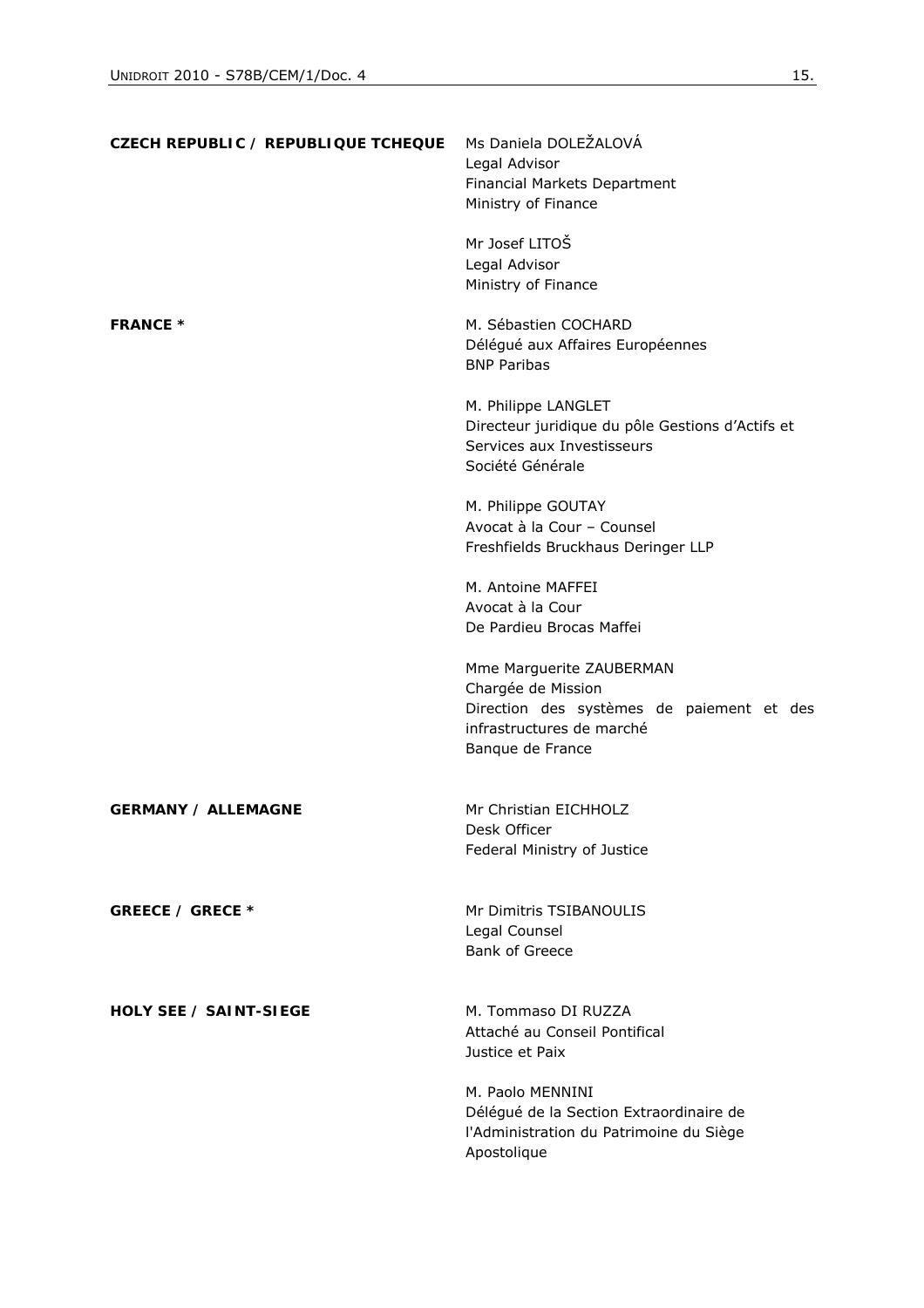**CZECH REPUBLIC / REPUBLIQUE TCHEQUE**

Ms Daniela DOLEŽALOVÁ
Legal Advisor
Financial Markets Department
Ministry of Finance

Mr Josef LITOŠ
Legal Advisor
Ministry of Finance

**FRANCE ***

M. Sébastien COCHARD
Délégué aux Affaires Européennes
BNP Paribas

M. Philippe LANGLET
Directeur juridique du pôle Gestions d'Actifs et Services aux Investisseurs
Société Générale

M. Philippe GOUTAY
Avocat à la Cour – Counsel
Freshfields Bruckhaus Deringer LLP

M. Antoine MAFFEI
Avocat à la Cour
De Pardieu Brocas Maffei

Mme Marguerite ZAUBERMAN
Chargée de Mission
Direction des systèmes de paiement et des infrastructures de marché
Banque de France

**GERMANY / ALLEMAGNE**

Mr Christian EICHHOLZ
Desk Officer
Federal Ministry of Justice

**GREECE / GRECE ***

Mr Dimitris TSIBANOULIS
Legal Counsel
Bank of Greece

**HOLY SEE / SAINT-SIEGE**

M. Tommaso DI RUZZA
Attaché au Conseil Pontifical
Justice et Paix

M. Paolo MENNINI
Délégué de la Section Extraordinaire de l'Administration du Patrimoine du Siège Apostolique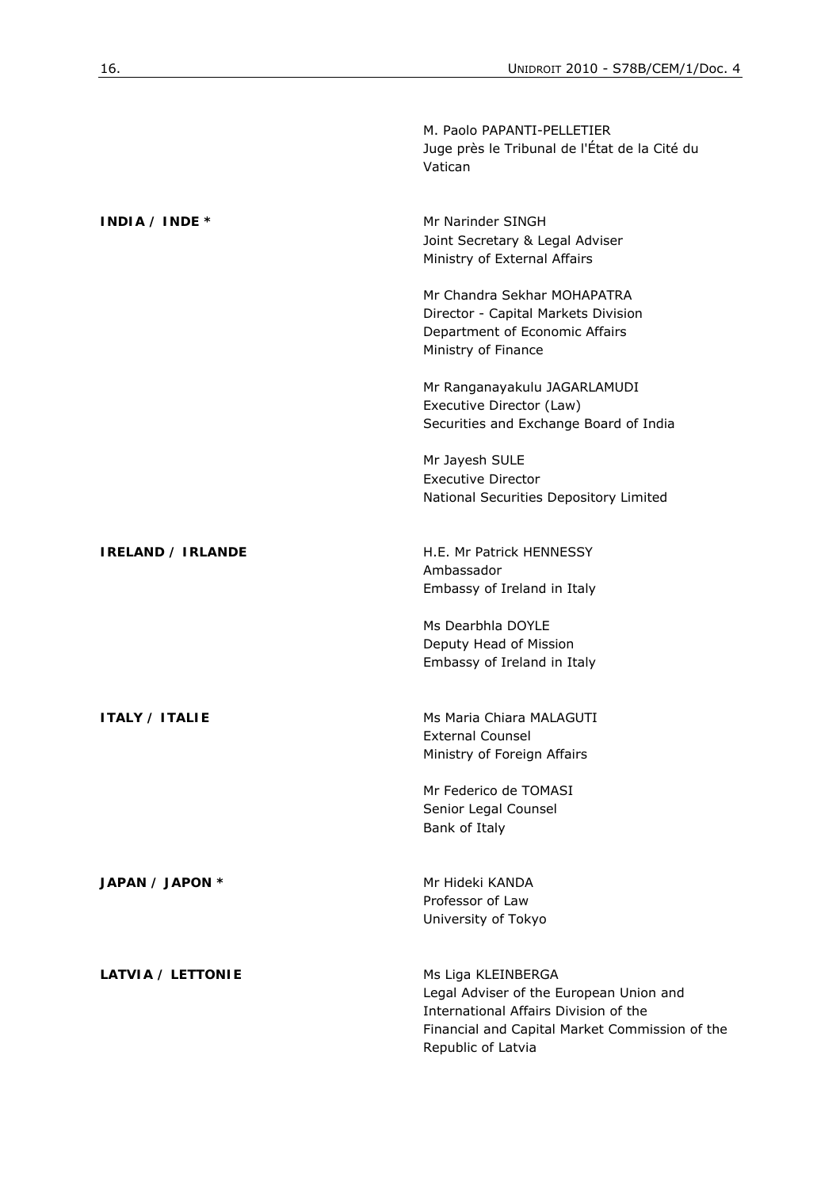| | |
|---|---|
| | M. Paolo PAPANTI-PELLETIER<br>Juge près le Tribunal de l'État de la Cité du Vatican |
| **INDIA / INDE** * | Mr Narinder SINGH<br>Joint Secretary & Legal Adviser<br>Ministry of External Affairs |
| | Mr Chandra Sekhar MOHAPATRA<br>Director - Capital Markets Division<br>Department of Economic Affairs<br>Ministry of Finance |
| | Mr Ranganayakulu JAGARLAMUDI<br>Executive Director (Law)<br>Securities and Exchange Board of India |
| | Mr Jayesh SULE<br>Executive Director<br>National Securities Depository Limited |
| **IRELAND / IRLANDE** | H.E. Mr Patrick HENNESSY<br>Ambassador<br>Embassy of Ireland in Italy |
| | Ms Dearbhla DOYLE<br>Deputy Head of Mission<br>Embassy of Ireland in Italy |
| **ITALY / ITALIE** | Ms Maria Chiara MALAGUTI<br>External Counsel<br>Ministry of Foreign Affairs |
| | Mr Federico de TOMASI<br>Senior Legal Counsel<br>Bank of Italy |
| **JAPAN / JAPON** * | Mr Hideki KANDA<br>Professor of Law<br>University of Tokyo |
| **LATVIA / LETTONIE** | Ms Liga KLEINBERGA<br>Legal Adviser of the European Union and International Affairs Division of the Financial and Capital Market Commission of the Republic of Latvia |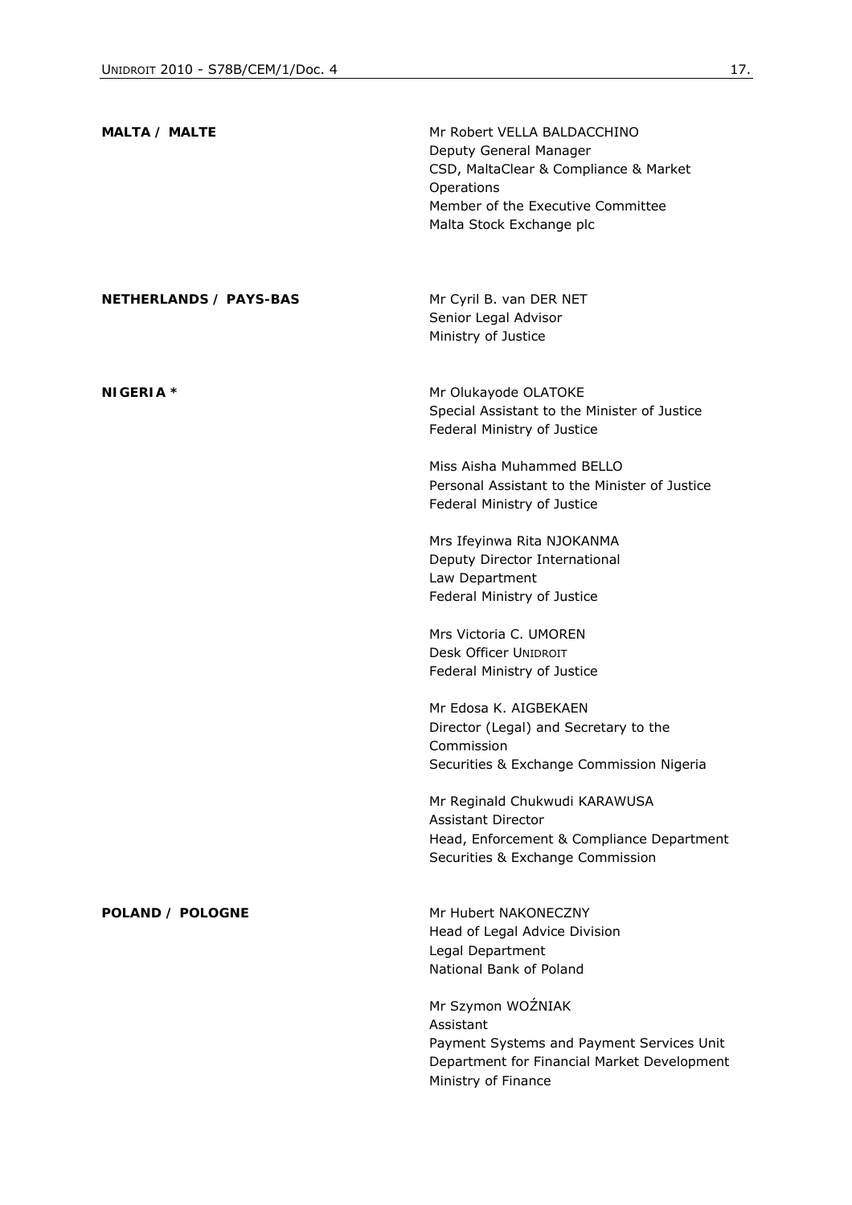**MALTA / MALTE**

Mr Robert VELLA BALDACCHINO
Deputy General Manager
CSD, MaltaClear & Compliance & Market Operations
Member of the Executive Committee
Malta Stock Exchange plc

**NETHERLANDS / PAYS-BAS**

Mr Cyril B. van DER NET
Senior Legal Advisor
Ministry of Justice

**NIGERIA ***

Mr Olukayode OLATOKE
Special Assistant to the Minister of Justice
Federal Ministry of Justice

Miss Aisha Muhammed BELLO
Personal Assistant to the Minister of Justice
Federal Ministry of Justice

Mrs Ifeyinwa Rita NJOKANMA
Deputy Director International
Law Department
Federal Ministry of Justice

Mrs Victoria C. UMOREN
Desk Officer UNIDROIT
Federal Ministry of Justice

Mr Edosa K. AIGBEKAEN
Director (Legal) and Secretary to the Commission
Securities & Exchange Commission Nigeria

Mr Reginald Chukwudi KARAWUSA
Assistant Director
Head, Enforcement & Compliance Department
Securities & Exchange Commission

**POLAND / POLOGNE**

Mr Hubert NAKONECZNY
Head of Legal Advice Division
Legal Department
National Bank of Poland

Mr Szymon WOŹNIAK
Assistant
Payment Systems and Payment Services Unit
Department for Financial Market Development
Ministry of Finance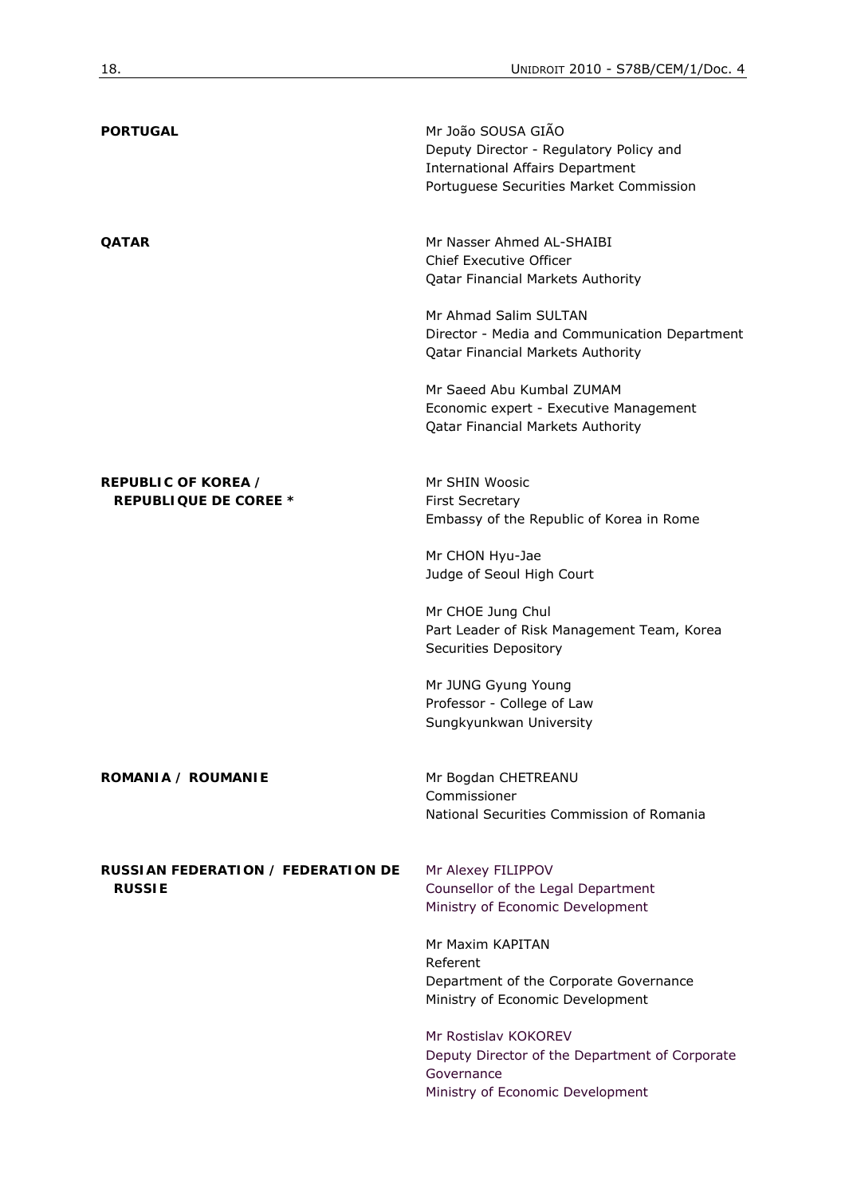| | |
|---|---|
| **PORTUGAL** | Mr João SOUSA GIÃO<br>Deputy Director - Regulatory Policy and International Affairs Department<br>Portuguese Securities Market Commission |
| **QATAR** | Mr Nasser Ahmed AL-SHAIBI<br>Chief Executive Officer<br>Qatar Financial Markets Authority |
| | Mr Ahmad Salim SULTAN<br>Director - Media and Communication Department<br>Qatar Financial Markets Authority |
| | Mr Saeed Abu Kumbal ZUMAM<br>Economic expert - Executive Management<br>Qatar Financial Markets Authority |
| **REPUBLIC OF KOREA / REPUBLIQUE DE COREE *** | Mr SHIN Woosic<br>First Secretary<br>Embassy of the Republic of Korea in Rome |
| | Mr CHON Hyu-Jae<br>Judge of Seoul High Court |
| | Mr CHOE Jung Chul<br>Part Leader of Risk Management Team, Korea Securities Depository |
| | Mr JUNG Gyung Young<br>Professor - College of Law<br>Sungkyunkwan University |
| **ROMANIA / ROUMANIE** | Mr Bogdan CHETREANU<br>Commissioner<br>National Securities Commission of Romania |
| **RUSSIAN FEDERATION / FEDERATION DE RUSSIE** | Mr Alexey FILIPPOV<br>Counsellor of the Legal Department<br>Ministry of Economic Development |
| | Mr Maxim KAPITAN<br>Referent<br>Department of the Corporate Governance<br>Ministry of Economic Development |
| | Mr Rostislav KOKOREV<br>Deputy Director of the Department of Corporate Governance<br>Ministry of Economic Development |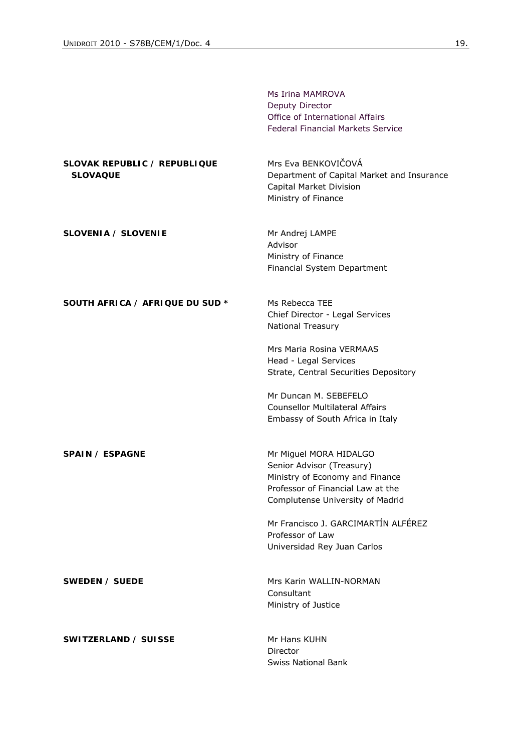Ms Irina MAMROVA
Deputy Director
Office of International Affairs
Federal Financial Markets Service

**SLOVAK REPUBLIC / REPUBLIQUE SLOVAQUE**

Mrs Eva BENKOVIČOVÁ
Department of Capital Market and Insurance
Capital Market Division
Ministry of Finance

**SLOVENIA / SLOVENIE**

Mr Andrej LAMPE
Advisor
Ministry of Finance
Financial System Department

**SOUTH AFRICA / AFRIQUE DU SUD ***

Ms Rebecca TEE
Chief Director - Legal Services
National Treasury

Mrs Maria Rosina VERMAAS
Head - Legal Services
Strate, Central Securities Depository

Mr Duncan M. SEBEFELO
Counsellor Multilateral Affairs
Embassy of South Africa in Italy

**SPAIN / ESPAGNE**

Mr Miguel MORA HIDALGO
Senior Advisor (Treasury)
Ministry of Economy and Finance
Professor of Financial Law at the
Complutense University of Madrid

Mr Francisco J. GARCIMARTÍN ALFÉREZ
Professor of Law
Universidad Rey Juan Carlos

**SWEDEN / SUEDE**

Mrs Karin WALLIN-NORMAN
Consultant
Ministry of Justice

**SWITZERLAND / SUISSE**

Mr Hans KUHN
Director
Swiss National Bank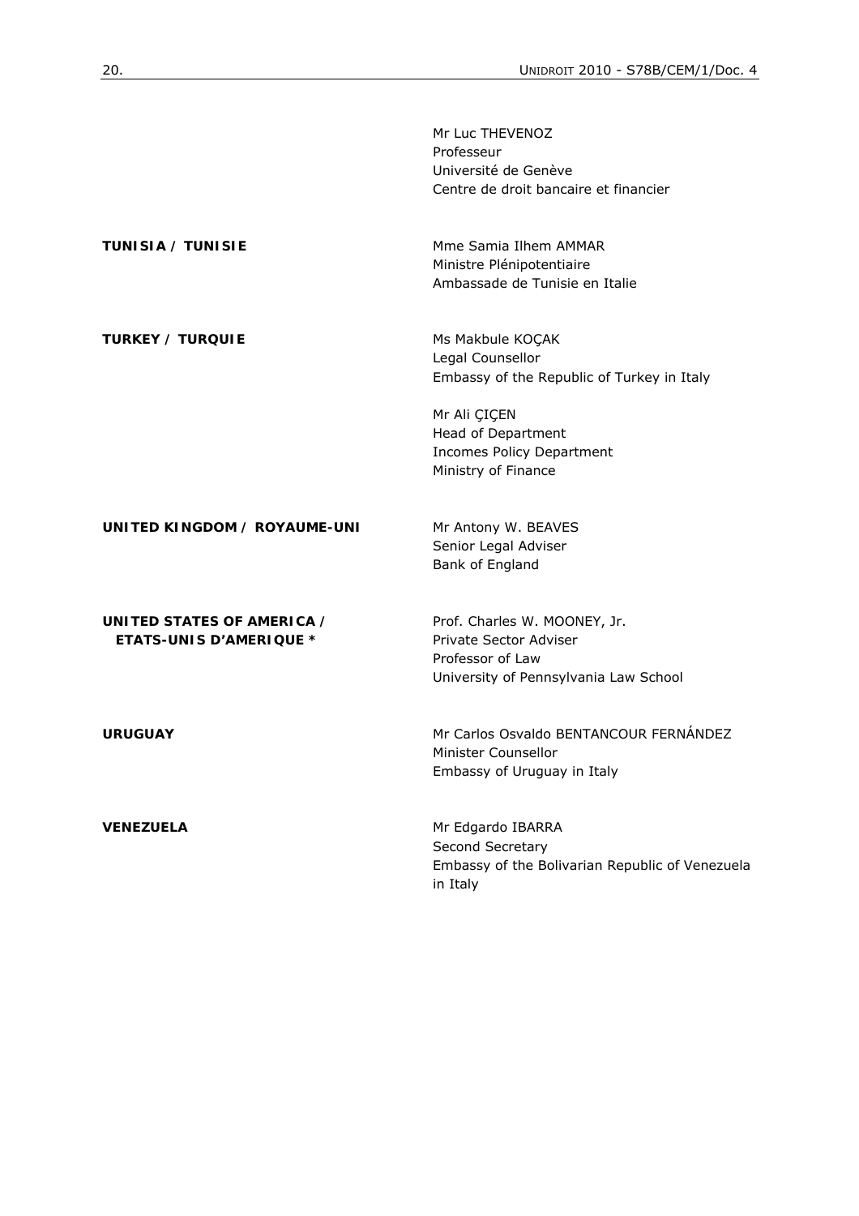| | |
|---|---|
| | Mr Luc THEVENOZ<br>Professeur<br>Université de Genève<br>Centre de droit bancaire et financier |
| **TUNISIA / TUNISIE** | Mme Samia Ilhem AMMAR<br>Ministre Plénipotentiaire<br>Ambassade de Tunisie en Italie |
| **TURKEY / TURQUIE** | Ms Makbule KOÇAK<br>Legal Counsellor<br>Embassy of the Republic of Turkey in Italy |
| | Mr Ali ÇIÇEN<br>Head of Department<br>Incomes Policy Department<br>Ministry of Finance |
| **UNITED KINGDOM / ROYAUME-UNI** | Mr Antony W. BEAVES<br>Senior Legal Adviser<br>Bank of England |
| **UNITED STATES OF AMERICA / ETATS-UNIS D'AMERIQUE *** | Prof. Charles W. MOONEY, Jr.<br>Private Sector Adviser<br>Professor of Law<br>University of Pennsylvania Law School |
| **URUGUAY** | Mr Carlos Osvaldo BENTANCOUR FERNÁNDEZ<br>Minister Counsellor<br>Embassy of Uruguay in Italy |
| **VENEZUELA** | Mr Edgardo IBARRA<br>Second Secretary<br>Embassy of the Bolivarian Republic of Venezuela in Italy |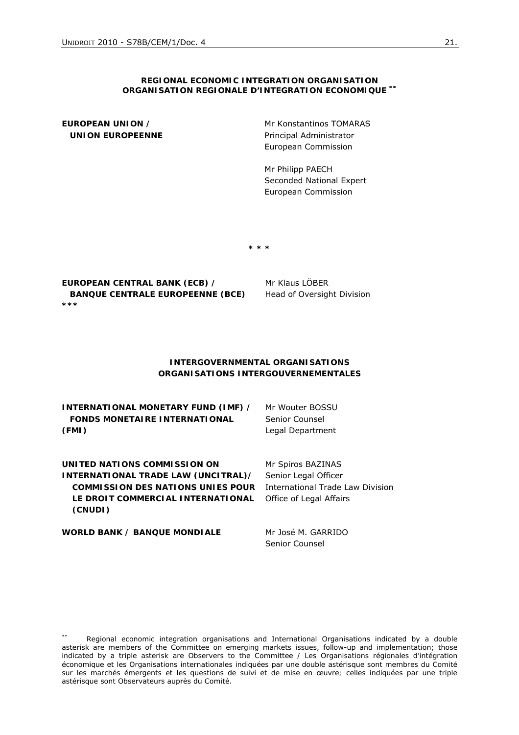**REGIONAL ECONOMIC INTEGRATION ORGANISATION**
**ORGANISATION REGIONALE D'INTEGRATION ECONOMIQUE** [**]

**EUROPEAN UNION / UNION EUROPEENNE**

Mr Konstantinos TOMARAS
Principal Administrator
European Commission

Mr Philipp PAECH
Seconded National Expert
European Commission

\* \* \*

**EUROPEAN CENTRAL BANK (ECB) / BANQUE CENTRALE EUROPEENNE (BCE)** \*\*\*

Mr Klaus LÖBER
Head of Oversight Division

**INTERGOVERNMENTAL ORGANISATIONS**
**ORGANISATIONS INTERGOUVERNEMENTALES**

**INTERNATIONAL MONETARY FUND (IMF) / FONDS MONETAIRE INTERNATIONAL (FMI)**

Mr Wouter BOSSU
Senior Counsel
Legal Department

**UNITED NATIONS COMMISSION ON INTERNATIONAL TRADE LAW (UNCITRAL)/ COMMISSION DES NATIONS UNIES POUR LE DROIT COMMERCIAL INTERNATIONAL (CNUDI)**

Mr Spiros BAZINAS
Senior Legal Officer
International Trade Law Division
Office of Legal Affairs

**WORLD BANK / BANQUE MONDIALE**

Mr José M. GARRIDO
Senior Counsel

---

[**] Regional economic integration organisations and International Organisations indicated by a double asterisk are members of the Committee on emerging markets issues, follow-up and implementation; those indicated by a triple asterisk are Observers to the Committee / Les Organisations régionales d'intégration économique et les Organisations internationales indiquées par une double astérisque sont membres du Comité sur les marchés émergents et les questions de suivi et de mise en œuvre; celles indiquées par une triple astérisque sont Observateurs auprès du Comité.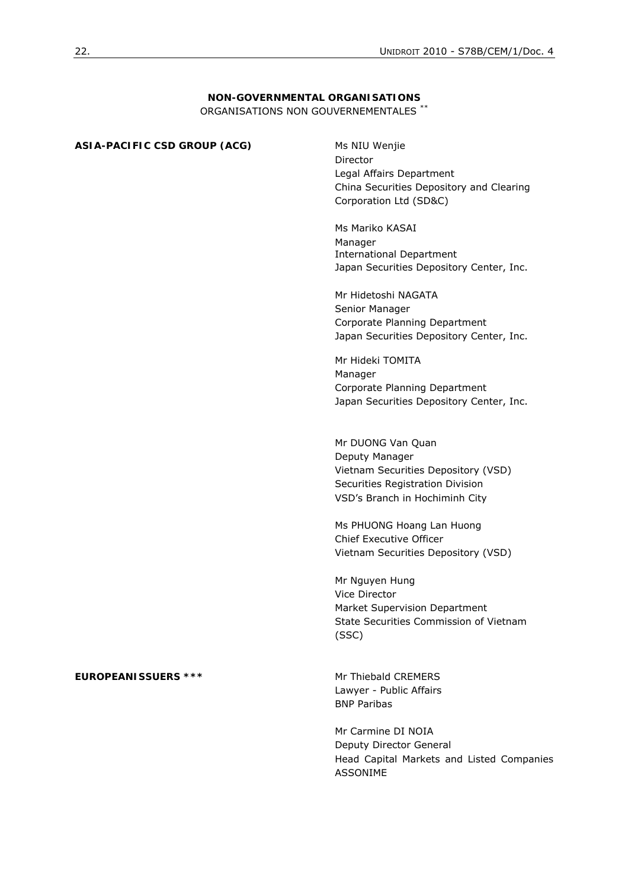**NON-GOVERNMENTAL ORGANISATIONS**
ORGANISATIONS NON GOUVERNEMENTALES **

**ASIA-PACIFIC CSD GROUP (ACG)**

Ms NIU Wenjie
Director
Legal Affairs Department
China Securities Depository and Clearing Corporation Ltd (SD&C)

Ms Mariko KASAI
Manager
International Department
Japan Securities Depository Center, Inc.

Mr Hidetoshi NAGATA
Senior Manager
Corporate Planning Department
Japan Securities Depository Center, Inc.

Mr Hideki TOMITA
Manager
Corporate Planning Department
Japan Securities Depository Center, Inc.

Mr DUONG Van Quan
Deputy Manager
Vietnam Securities Depository (VSD)
Securities Registration Division
VSD's Branch in Hochiminh City

Ms PHUONG Hoang Lan Huong
Chief Executive Officer
Vietnam Securities Depository (VSD)

Mr Nguyen Hung
Vice Director
Market Supervision Department
State Securities Commission of Vietnam (SSC)

**EUROPEANISSUERS *****

Mr Thiebald CREMERS
Lawyer - Public Affairs
BNP Paribas

Mr Carmine DI NOIA
Deputy Director General
Head Capital Markets and Listed Companies
ASSONIME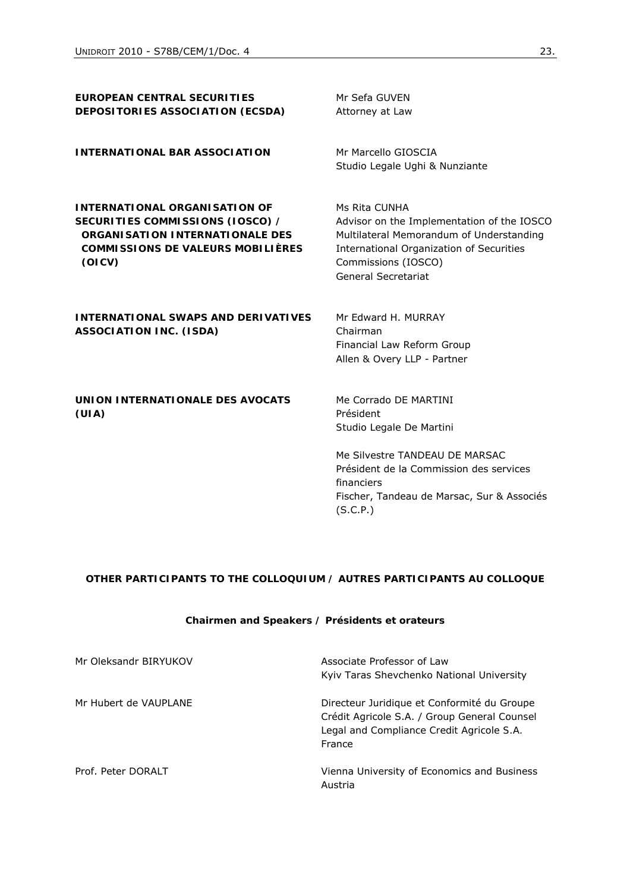| | |
|---|---|
| **EUROPEAN CENTRAL SECURITIES DEPOSITORIES ASSOCIATION (ECSDA)** | Mr Sefa GUVEN<br>Attorney at Law |
| **INTERNATIONAL BAR ASSOCIATION** | Mr Marcello GIOSCIA<br>Studio Legale Ughi & Nunziante |
| **INTERNATIONAL ORGANISATION OF SECURITIES COMMISSIONS (IOSCO) / ORGANISATION INTERNATIONALE DES COMMISSIONS DE VALEURS MOBILIÈRES (OICV)** | Ms Rita CUNHA<br>Advisor on the Implementation of the IOSCO Multilateral Memorandum of Understanding<br>International Organization of Securities Commissions (IOSCO)<br>General Secretariat |
| **INTERNATIONAL SWAPS AND DERIVATIVES ASSOCIATION INC. (ISDA)** | Mr Edward H. MURRAY<br>Chairman<br>Financial Law Reform Group<br>Allen & Overy LLP - Partner |
| **UNION INTERNATIONALE DES AVOCATS (UIA)** | Me Corrado DE MARTINI<br>Président<br>Studio Legale De Martini |
| | Me Silvestre TANDEAU DE MARSAC<br>Président de la Commission des services financiers<br>Fischer, Tandeau de Marsac, Sur & Associés (S.C.P.) |

## OTHER PARTICIPANTS TO THE COLLOQUIUM / AUTRES PARTICIPANTS AU COLLOQUE

### Chairmen and Speakers / Présidents et orateurs

| | |
|---|---|
| Mr Oleksandr BIRYUKOV | Associate Professor of Law<br>Kyiv Taras Shevchenko National University |
| Mr Hubert de VAUPLANE | Directeur Juridique et Conformité du Groupe Crédit Agricole S.A. / Group General Counsel Legal and Compliance Credit Agricole S.A.<br>France |
| Prof. Peter DORALT | Vienna University of Economics and Business<br>Austria |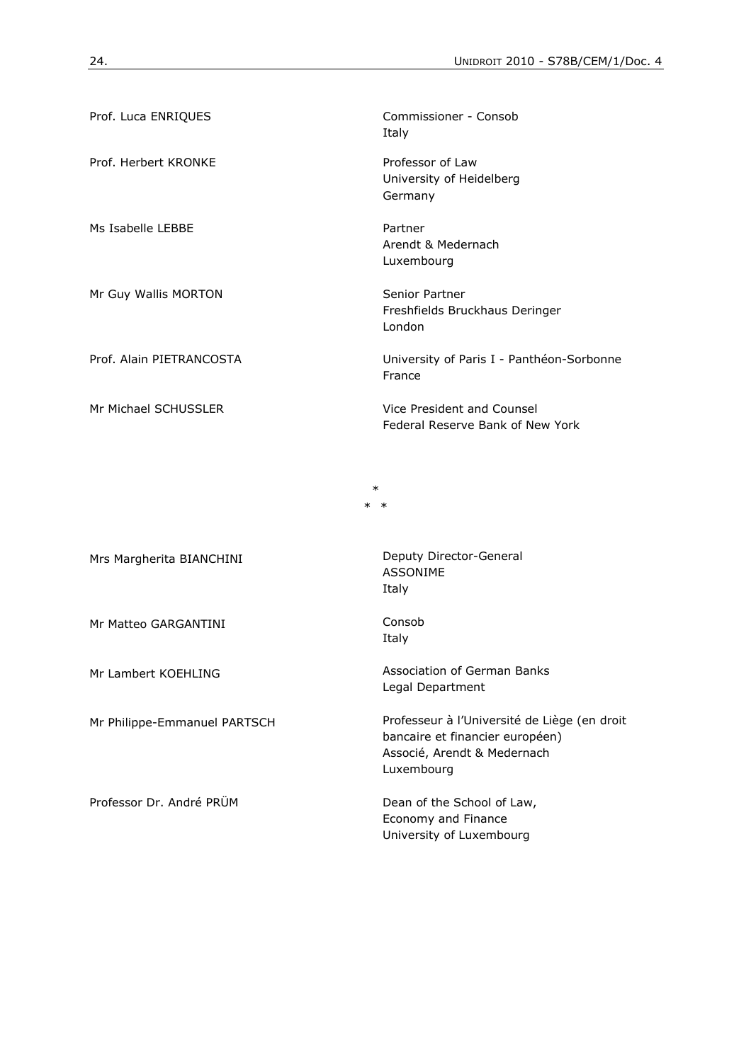| | |
|---|---|
| Prof. Luca ENRIQUES | Commissioner - Consob<br>Italy |
| Prof. Herbert KRONKE | Professor of Law<br>University of Heidelberg<br>Germany |
| Ms Isabelle LEBBE | Partner<br>Arendt & Medernach<br>Luxembourg |
| Mr Guy Wallis MORTON | Senior Partner<br>Freshfields Bruckhaus Deringer<br>London |
| Prof. Alain PIETRANCOSTA | University of Paris I - Panthéon-Sorbonne<br>France |
| Mr Michael SCHUSSLER | Vice President and Counsel<br>Federal Reserve Bank of New York |

\*
\* \*

| | |
|---|---|
| Mrs Margherita BIANCHINI | Deputy Director-General<br>ASSONIME<br>Italy |
| Mr Matteo GARGANTINI | Consob<br>Italy |
| Mr Lambert KOEHLING | Association of German Banks<br>Legal Department |
| Mr Philippe-Emmanuel PARTSCH | Professeur à l'Université de Liège (en droit bancaire et financier européen)<br>Associé, Arendt & Medernach<br>Luxembourg |
| Professor Dr. André PRÜM | Dean of the School of Law,<br>Economy and Finance<br>University of Luxembourg |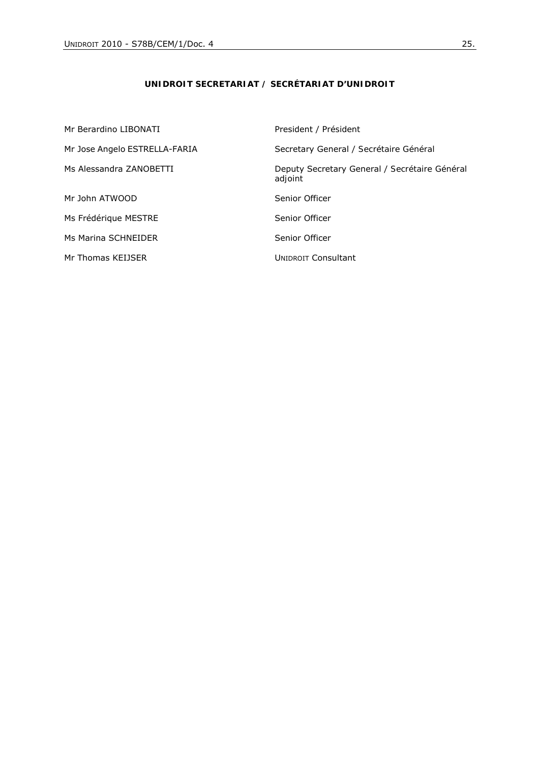**UNIDROIT SECRETARIAT / SECRÉTARIAT D'UNIDROIT**

| | |
|---|---|
| Mr Berardino LIBONATI | President / Président |
| Mr Jose Angelo ESTRELLA-FARIA | Secretary General / Secrétaire Général |
| Ms Alessandra ZANOBETTI | Deputy Secretary General / Secrétaire Général adjoint |
| Mr John ATWOOD | Senior Officer |
| Ms Frédérique MESTRE | Senior Officer |
| Ms Marina SCHNEIDER | Senior Officer |
| Mr Thomas KEIJSER | UNIDROIT Consultant |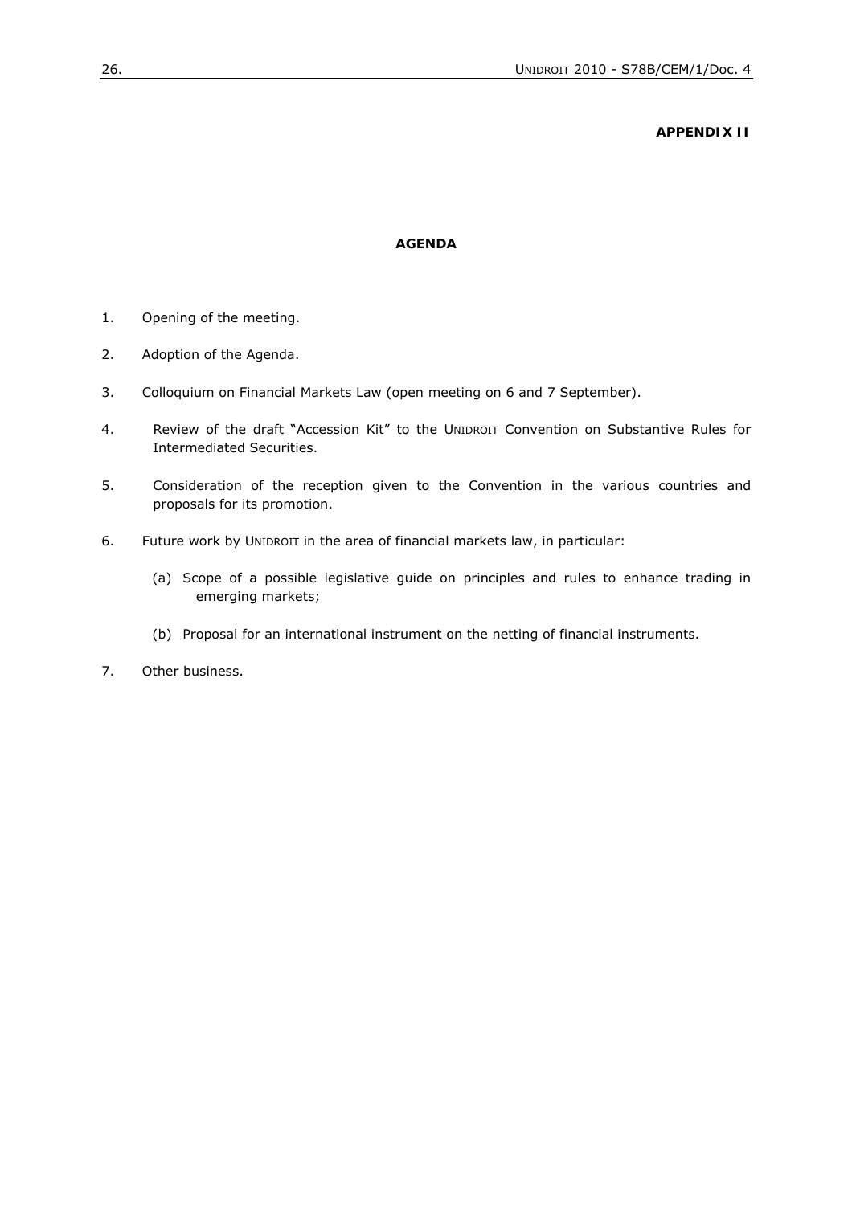**APPENDIX II**

**AGENDA**

1. Opening of the meeting.

2. Adoption of the Agenda.

3. Colloquium on Financial Markets Law (open meeting on 6 and 7 September).

4. Review of the draft "Accession Kit" to the UNIDROIT Convention on Substantive Rules for Intermediated Securities.

5. Consideration of the reception given to the Convention in the various countries and proposals for its promotion.

6. Future work by UNIDROIT in the area of financial markets law, in particular:

   (a) Scope of a possible legislative guide on principles and rules to enhance trading in emerging markets;

   (b) Proposal for an international instrument on the netting of financial instruments.

7. Other business.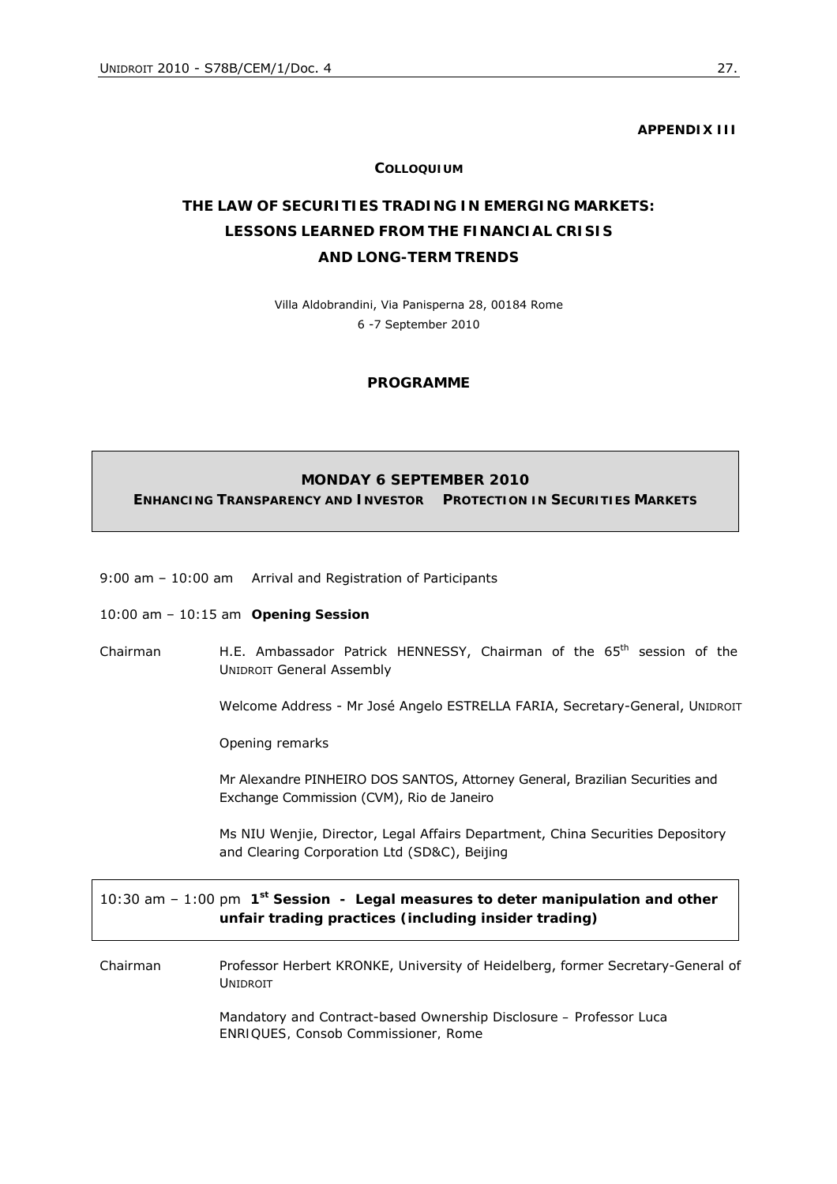**APPENDIX III**

**COLLOQUIUM**

# THE LAW OF SECURITIES TRADING IN EMERGING MARKETS: LESSONS LEARNED FROM THE FINANCIAL CRISIS AND LONG-TERM TRENDS

Villa Aldobrandini, Via Panisperna 28, 00184 Rome
6 -7 September 2010

## PROGRAMME

## MONDAY 6 SEPTEMBER 2010
**ENHANCING TRANSPARENCY AND INVESTOR PROTECTION IN SECURITIES MARKETS**

9:00 am – 10:00 am Arrival and Registration of Participants

10:00 am – 10:15 am **Opening Session**

Chairman H.E. Ambassador Patrick HENNESSY, Chairman of the 65th session of the UNIDROIT General Assembly

Welcome Address - Mr José Angelo ESTRELLA FARIA, Secretary-General, UNIDROIT

Opening remarks

Mr Alexandre PINHEIRO DOS SANTOS, Attorney General, Brazilian Securities and Exchange Commission (CVM), Rio de Janeiro

Ms NIU Wenjie, Director, Legal Affairs Department, China Securities Depository and Clearing Corporation Ltd (SD&C), Beijing

10:30 am – 1:00 pm **1st Session - Legal measures to deter manipulation and other unfair trading practices (including insider trading)**

Chairman Professor Herbert KRONKE, University of Heidelberg, former Secretary-General of UNIDROIT

Mandatory and Contract-based Ownership Disclosure – Professor Luca ENRIQUES, Consob Commissioner, Rome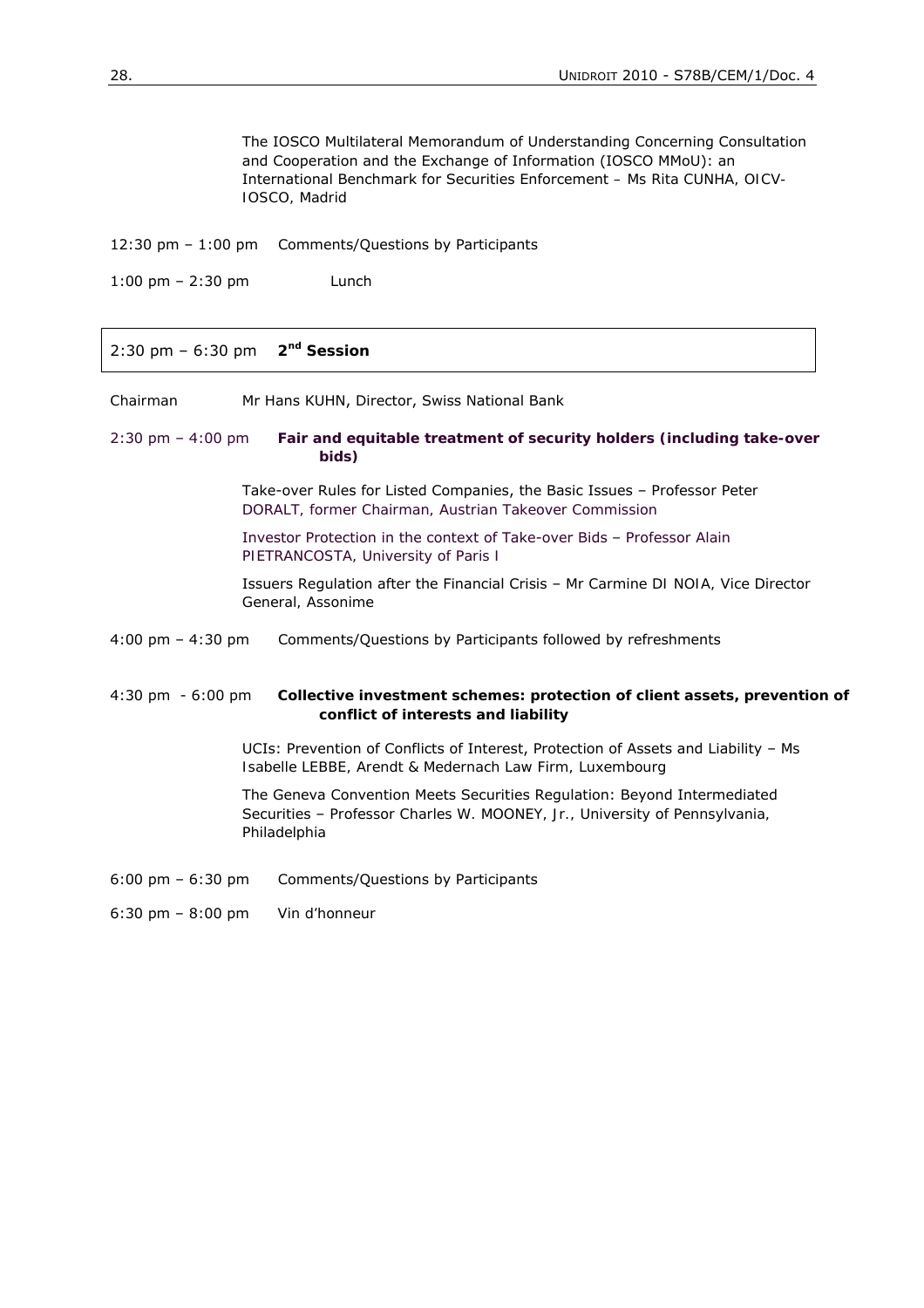The IOSCO Multilateral Memorandum of Understanding Concerning Consultation and Cooperation and the Exchange of Information (IOSCO MMoU): an International Benchmark for Securities Enforcement – *Ms Rita CUNHA, OICV-IOSCO, Madrid*

12:30 pm – 1:00 pm Comments/Questions by Participants

1:00 pm – 2:30 pm Lunch

## 2:30 pm – 6:30 pm **2nd Session**

Chairman *Mr Hans KUHN, Director, Swiss National Bank*

2:30 pm – 4:00 pm **Fair and equitable treatment of security holders (including take-over bids)**

Take-over Rules for Listed Companies, the Basic Issues – *Professor Peter DORALT, former Chairman, Austrian Takeover Commission*

Investor Protection in the context of Take-over Bids – *Professor Alain PIETRANCOSTA, University of Paris I*

Issuers Regulation after the Financial Crisis – *Mr Carmine DI NOIA, Vice Director General, Assonime*

4:00 pm – 4:30 pm Comments/Questions by Participants followed by refreshments

4:30 pm - 6:00 pm **Collective investment schemes: protection of client assets, prevention of conflict of interests and liability**

UCIs: Prevention of Conflicts of Interest, Protection of Assets and Liability – *Ms Isabelle LEBBE, Arendt & Medernach Law Firm, Luxembourg*

The Geneva Convention Meets Securities Regulation: Beyond Intermediated Securities – *Professor Charles W. MOONEY, Jr., University of Pennsylvania, Philadelphia*

6:00 pm – 6:30 pm Comments/Questions by Participants

6:30 pm – 8:00 pm Vin d'honneur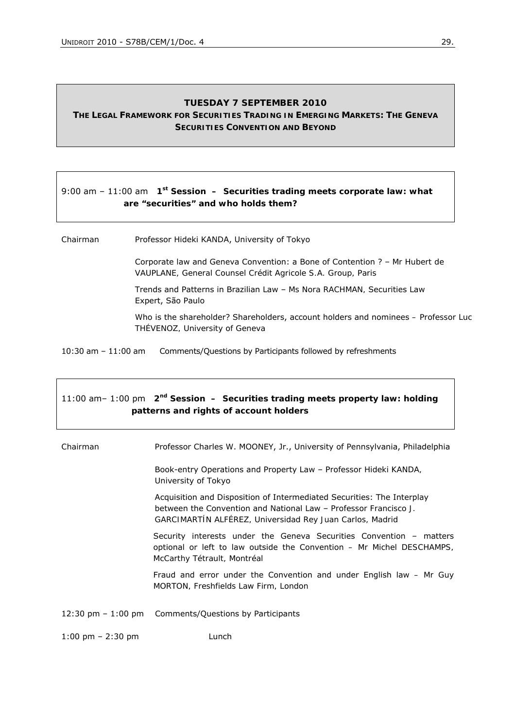## TUESDAY 7 SEPTEMBER 2010

### THE LEGAL FRAMEWORK FOR SECURITIES TRADING IN EMERGING MARKETS: THE GENEVA SECURITIES CONVENTION AND BEYOND

9:00 am – 11:00 am **1st Session – Securities trading meets corporate law: what are "securities" and who holds them?**

Chairman — Professor Hideki KANDA, University of Tokyo

Corporate law and Geneva Convention: a Bone of Contention ? – Mr Hubert de VAUPLANE, General Counsel Crédit Agricole S.A. Group, Paris

Trends and Patterns in Brazilian Law – Ms Nora RACHMAN, Securities Law Expert, São Paulo

Who is the shareholder? Shareholders, account holders and nominees – Professor Luc THÉVENOZ, University of Geneva

10:30 am – 11:00 am — Comments/Questions by Participants followed by refreshments

11:00 am– 1:00 pm **2nd Session – Securities trading meets property law: holding patterns and rights of account holders**

Chairman — Professor Charles W. MOONEY, Jr., University of Pennsylvania, Philadelphia

Book-entry Operations and Property Law – Professor Hideki KANDA, University of Tokyo

Acquisition and Disposition of Intermediated Securities: The Interplay between the Convention and National Law – Professor Francisco J. GARCIMARTÍN ALFÉREZ, Universidad Rey Juan Carlos, Madrid

Security interests under the Geneva Securities Convention – matters optional or left to law outside the Convention – Mr Michel DESCHAMPS, McCarthy Tétrault, Montréal

Fraud and error under the Convention and under English law – Mr Guy MORTON, Freshfields Law Firm, London

12:30 pm – 1:00 pm — Comments/Questions by Participants

1:00 pm – 2:30 pm — Lunch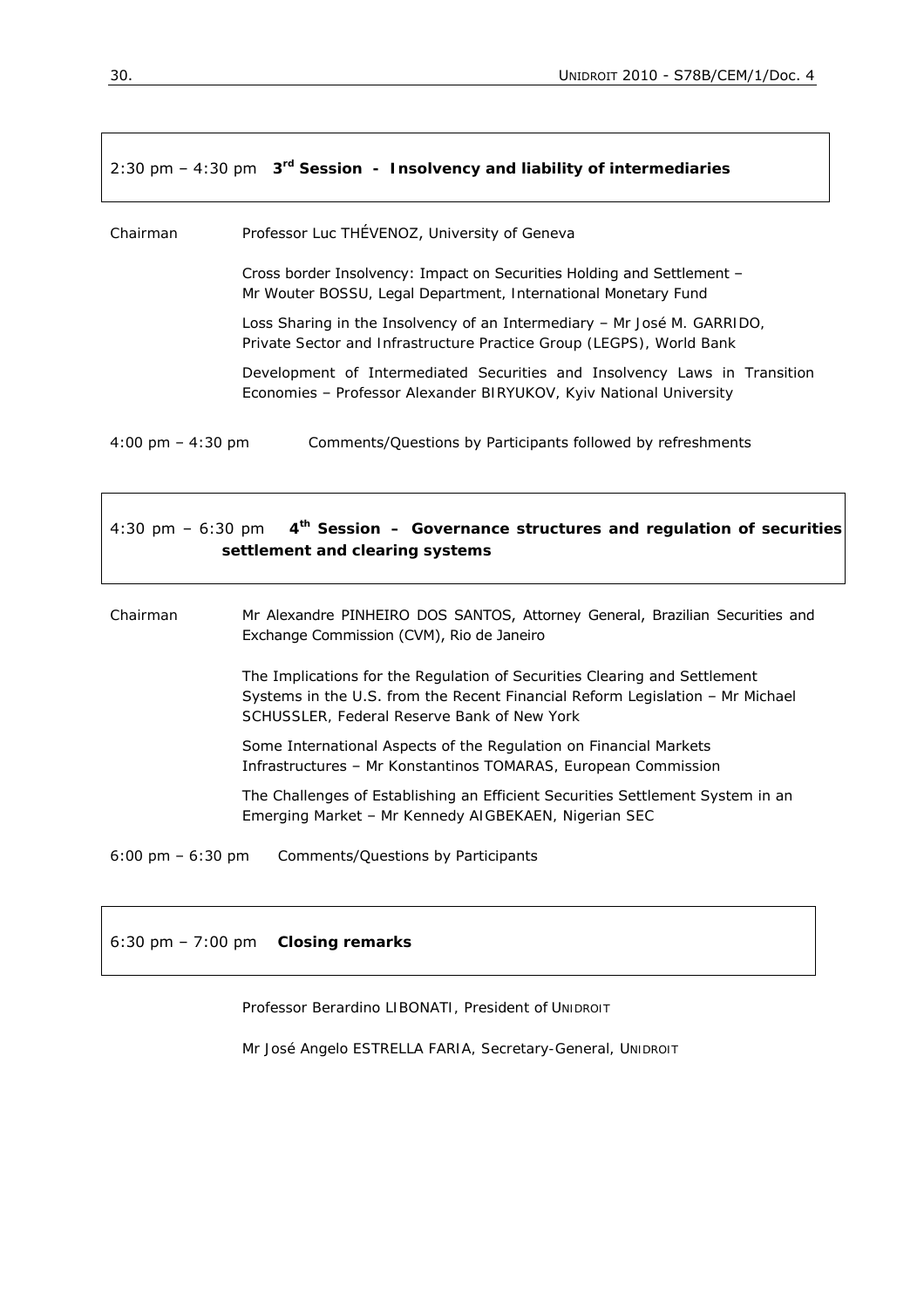**2:30 pm – 4:30 pm 3rd Session - Insolvency and liability of intermediaries**

Chairman Professor Luc THÉVENOZ, University of Geneva

Cross border Insolvency: Impact on Securities Holding and Settlement – Mr Wouter BOSSU, Legal Department, International Monetary Fund

Loss Sharing in the Insolvency of an Intermediary – Mr José M. GARRIDO, Private Sector and Infrastructure Practice Group (LEGPS), World Bank

Development of Intermediated Securities and Insolvency Laws in Transition Economies – Professor Alexander BIRYUKOV, Kyiv National University

4:00 pm – 4:30 pm Comments/Questions by Participants followed by refreshments

**4:30 pm – 6:30 pm 4th Session – Governance structures and regulation of securities settlement and clearing systems**

Chairman Mr Alexandre PINHEIRO DOS SANTOS, Attorney General, Brazilian Securities and Exchange Commission (CVM), Rio de Janeiro

The Implications for the Regulation of Securities Clearing and Settlement Systems in the U.S. from the Recent Financial Reform Legislation – Mr Michael SCHUSSLER, Federal Reserve Bank of New York

Some International Aspects of the Regulation on Financial Markets Infrastructures – Mr Konstantinos TOMARAS, European Commission

The Challenges of Establishing an Efficient Securities Settlement System in an Emerging Market – Mr Kennedy AIGBEKAEN, Nigerian SEC

6:00 pm – 6:30 pm Comments/Questions by Participants

**6:30 pm – 7:00 pm Closing remarks**

Professor Berardino LIBONATI, President of UNIDROIT

Mr José Angelo ESTRELLA FARIA, Secretary-General, UNIDROIT